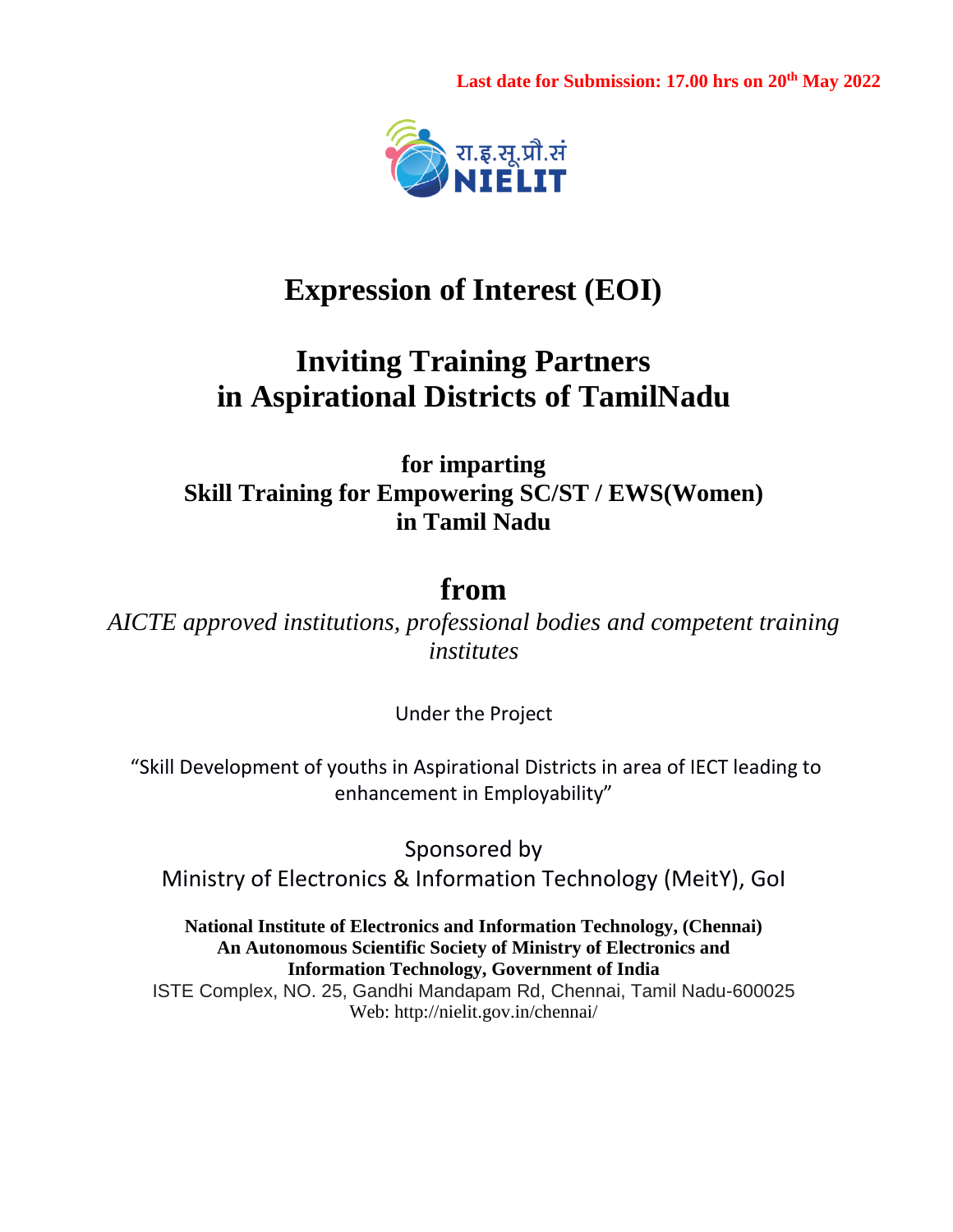**Last date for Submission: 17.00 hrs on 20th May 2022**

रा.इ.सू.प्रौ.सं
NIELIT

# Expression of Interest (EOI)

# Inviting Training Partners in Aspirational Districts of TamilNadu

## for imparting Skill Training for Empowering SC/ST / EWS(Women) in Tamil Nadu

# from

*AICTE approved institutions, professional bodies and competent training institutes*

Under the Project

“Skill Development of youths in Aspirational Districts in area of IECT leading to enhancement in Employability”

Sponsored by
Ministry of Electronics & Information Technology (MeitY), GoI

**National Institute of Electronics and Information Technology, (Chennai)**
**An Autonomous Scientific Society of Ministry of Electronics and Information Technology, Government of India**
ISTE Complex, NO. 25, Gandhi Mandapam Rd, Chennai, Tamil Nadu-600025
Web: http://nielit.gov.in/chennai/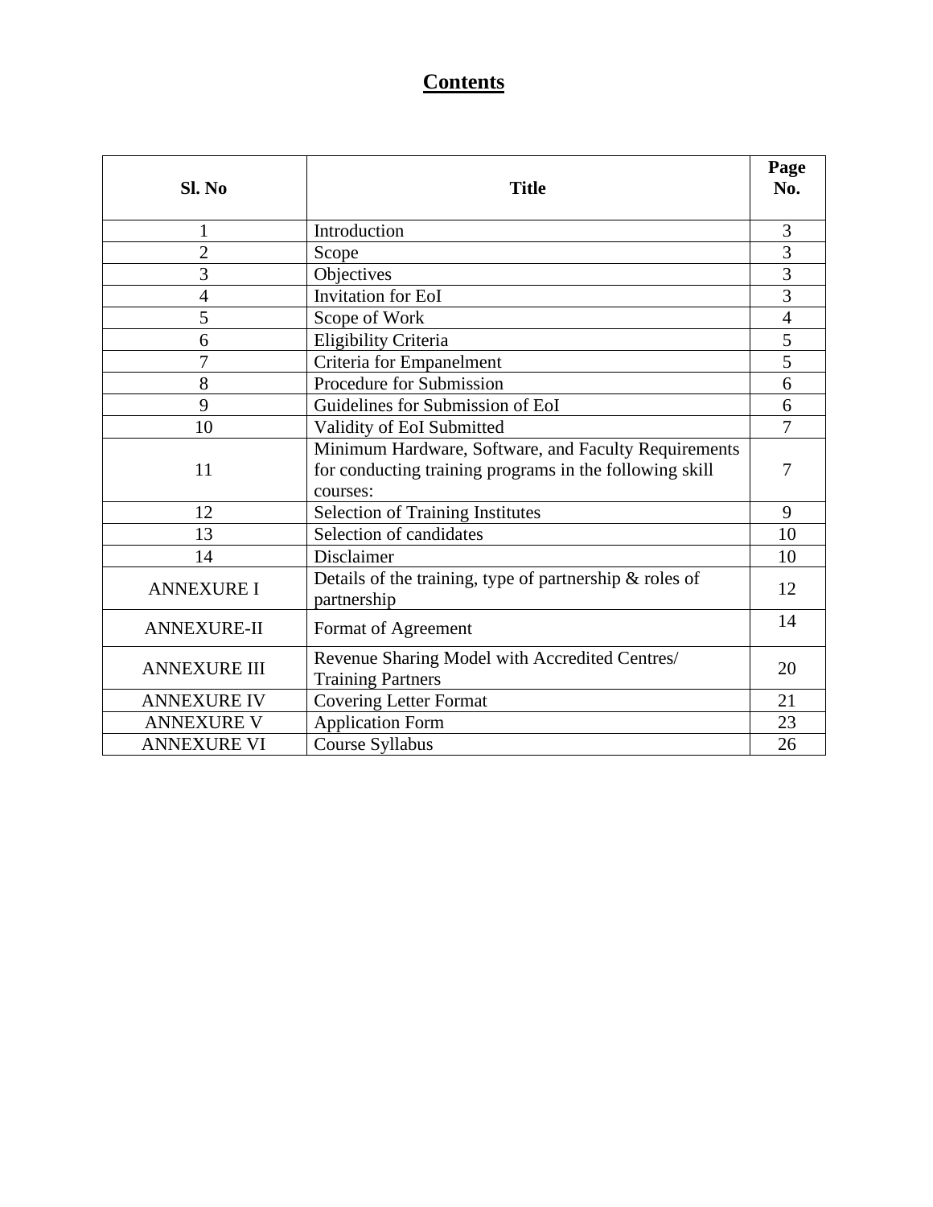# Contents

| Sl. No | Title | Page No. |
|---|---|---|
| 1 | Introduction | 3 |
| 2 | Scope | 3 |
| 3 | Objectives | 3 |
| 4 | Invitation for EoI | 3 |
| 5 | Scope of Work | 4 |
| 6 | Eligibility Criteria | 5 |
| 7 | Criteria for Empanelment | 5 |
| 8 | Procedure for Submission | 6 |
| 9 | Guidelines for Submission of EoI | 6 |
| 10 | Validity of EoI Submitted | 7 |
| 11 | Minimum Hardware, Software, and Faculty Requirements for conducting training programs in the following skill courses: | 7 |
| 12 | Selection of Training Institutes | 9 |
| 13 | Selection of candidates | 10 |
| 14 | Disclaimer | 10 |
| ANNEXURE I | Details of the training, type of partnership & roles of partnership | 12 |
| ANNEXURE-II | Format of Agreement | 14 |
| ANNEXURE III | Revenue Sharing Model with Accredited Centres/ Training Partners | 20 |
| ANNEXURE IV | Covering Letter Format | 21 |
| ANNEXURE V | Application Form | 23 |
| ANNEXURE VI | Course Syllabus | 26 |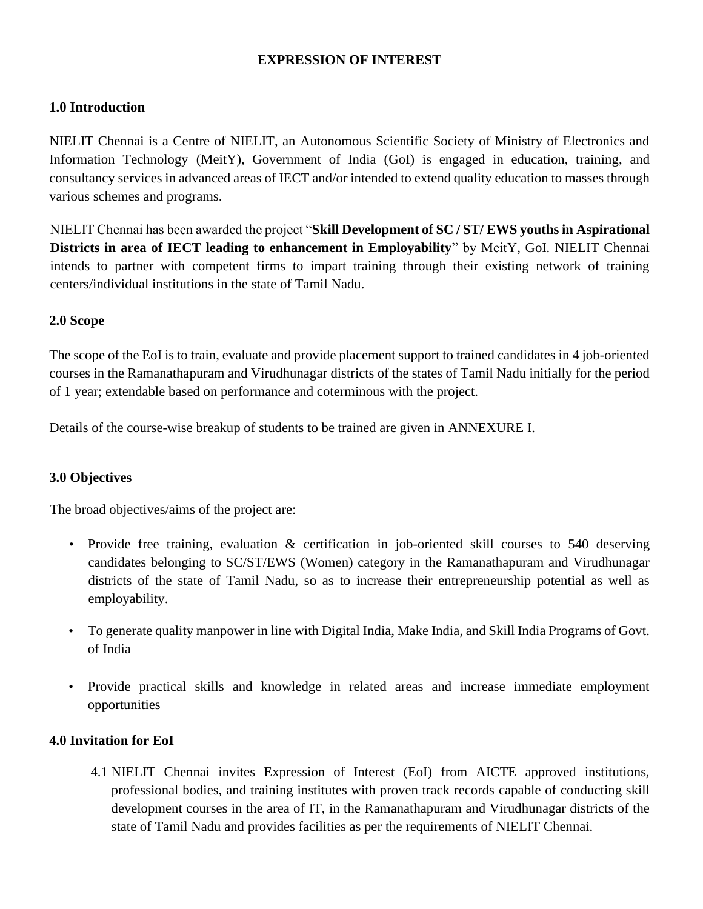# EXPRESSION OF INTEREST

## 1.0 Introduction

NIELIT Chennai is a Centre of NIELIT, an Autonomous Scientific Society of Ministry of Electronics and Information Technology (MeitY), Government of India (GoI) is engaged in education, training, and consultancy services in advanced areas of IECT and/or intended to extend quality education to masses through various schemes and programs.

NIELIT Chennai has been awarded the project "**Skill Development of SC / ST/ EWS youths in Aspirational Districts in area of IECT leading to enhancement in Employability**" by MeitY, GoI. NIELIT Chennai intends to partner with competent firms to impart training through their existing network of training centers/individual institutions in the state of Tamil Nadu.

## 2.0 Scope

The scope of the EoI is to train, evaluate and provide placement support to trained candidates in 4 job-oriented courses in the Ramanathapuram and Virudhunagar districts of the states of Tamil Nadu initially for the period of 1 year; extendable based on performance and coterminous with the project.

Details of the course-wise breakup of students to be trained are given in ANNEXURE I.

## 3.0 Objectives

The broad objectives/aims of the project are:

- Provide free training, evaluation & certification in job-oriented skill courses to 540 deserving candidates belonging to SC/ST/EWS (Women) category in the Ramanathapuram and Virudhunagar districts of the state of Tamil Nadu, so as to increase their entrepreneurship potential as well as employability.
- To generate quality manpower in line with Digital India, Make India, and Skill India Programs of Govt. of India
- Provide practical skills and knowledge in related areas and increase immediate employment opportunities

## 4.0 Invitation for EoI

4.1 NIELIT Chennai invites Expression of Interest (EoI) from AICTE approved institutions, professional bodies, and training institutes with proven track records capable of conducting skill development courses in the area of IT, in the Ramanathapuram and Virudhunagar districts of the state of Tamil Nadu and provides facilities as per the requirements of NIELIT Chennai.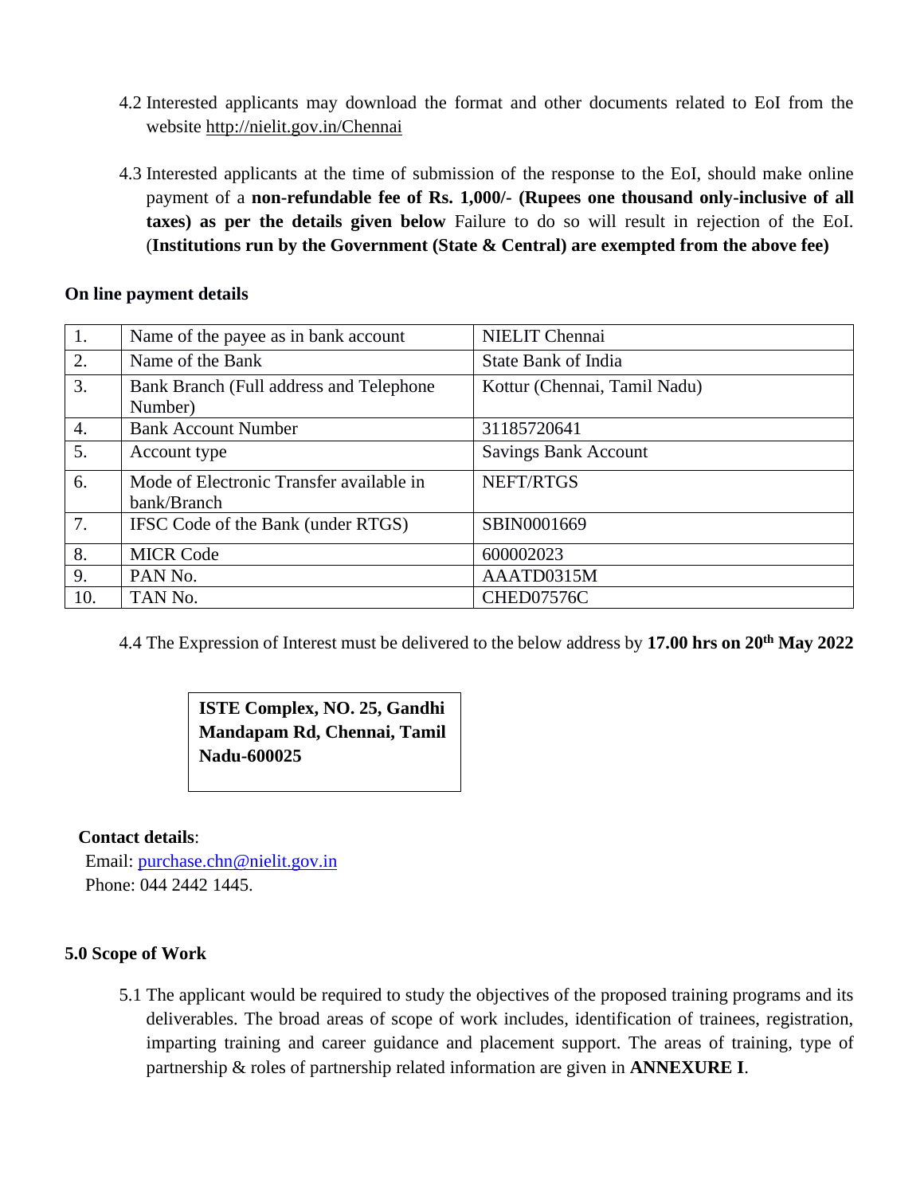4.2 Interested applicants may download the format and other documents related to EoI from the website http://nielit.gov.in/Chennai

4.3 Interested applicants at the time of submission of the response to the EoI, should make online payment of a **non-refundable fee of Rs. 1,000/- (Rupees one thousand only-inclusive of all taxes) as per the details given below** Failure to do so will result in rejection of the EoI. (**Institutions run by the Government (State & Central) are exempted from the above fee)**

**On line payment details**

| 1. | Name of the payee as in bank account | NIELIT Chennai |
|---|---|---|
| 2. | Name of the Bank | State Bank of India |
| 3. | Bank Branch (Full address and Telephone Number) | Kottur (Chennai, Tamil Nadu) |
| 4. | Bank Account Number | 31185720641 |
| 5. | Account type | Savings Bank Account |
| 6. | Mode of Electronic Transfer available in bank/Branch | NEFT/RTGS |
| 7. | IFSC Code of the Bank (under RTGS) | SBIN0001669 |
| 8. | MICR Code | 600002023 |
| 9. | PAN No. | AAATD0315M |
| 10. | TAN No. | CHED07576C |

4.4 The Expression of Interest must be delivered to the below address by **17.00 hrs on 20th May 2022**

**ISTE Complex, NO. 25, Gandhi Mandapam Rd, Chennai, Tamil Nadu-600025**

**Contact details**:
Email: purchase.chn@nielit.gov.in
Phone: 044 2442 1445.

**5.0 Scope of Work**

5.1 The applicant would be required to study the objectives of the proposed training programs and its deliverables. The broad areas of scope of work includes, identification of trainees, registration, imparting training and career guidance and placement support. The areas of training, type of partnership & roles of partnership related information are given in **ANNEXURE I**.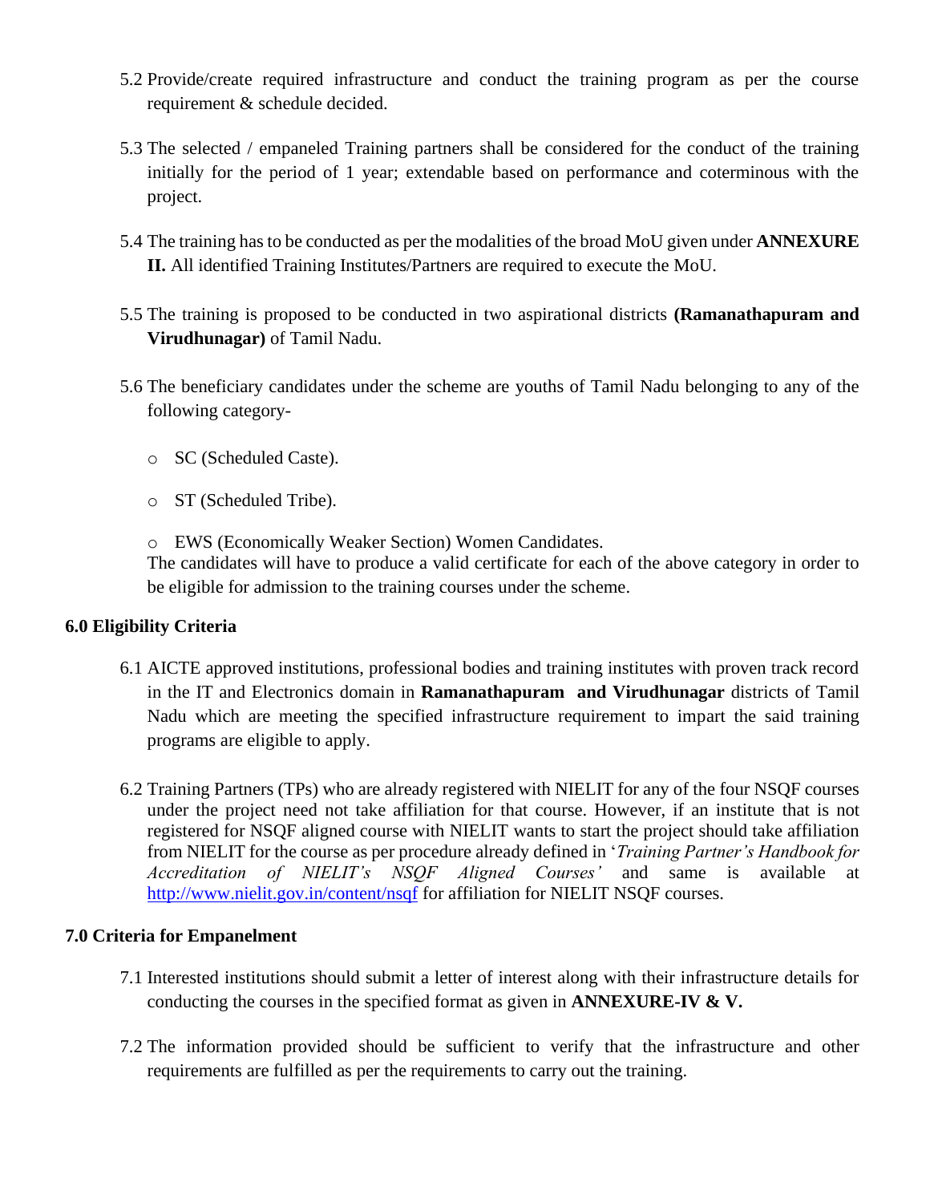5.2 Provide/create required infrastructure and conduct the training program as per the course requirement & schedule decided.

5.3 The selected / empaneled Training partners shall be considered for the conduct of the training initially for the period of 1 year; extendable based on performance and coterminous with the project.

5.4 The training has to be conducted as per the modalities of the broad MoU given under **ANNEXURE II.** All identified Training Institutes/Partners are required to execute the MoU.

5.5 The training is proposed to be conducted in two aspirational districts **(Ramanathapuram and Virudhunagar)** of Tamil Nadu.

5.6 The beneficiary candidates under the scheme are youths of Tamil Nadu belonging to any of the following category-

- SC (Scheduled Caste).
- ST (Scheduled Tribe).
- EWS (Economically Weaker Section) Women Candidates.

The candidates will have to produce a valid certificate for each of the above category in order to be eligible for admission to the training courses under the scheme.

### 6.0 Eligibility Criteria

6.1 AICTE approved institutions, professional bodies and training institutes with proven track record in the IT and Electronics domain in **Ramanathapuram and Virudhunagar** districts of Tamil Nadu which are meeting the specified infrastructure requirement to impart the said training programs are eligible to apply.

6.2 Training Partners (TPs) who are already registered with NIELIT for any of the four NSQF courses under the project need not take affiliation for that course. However, if an institute that is not registered for NSQF aligned course with NIELIT wants to start the project should take affiliation from NIELIT for the course as per procedure already defined in '*Training Partner's Handbook for Accreditation of NIELIT's NSQF Aligned Courses'* and same is available at http://www.nielit.gov.in/content/nsqf for affiliation for NIELIT NSQF courses.

### 7.0 Criteria for Empanelment

7.1 Interested institutions should submit a letter of interest along with their infrastructure details for conducting the courses in the specified format as given in **ANNEXURE-IV & V.**

7.2 The information provided should be sufficient to verify that the infrastructure and other requirements are fulfilled as per the requirements to carry out the training.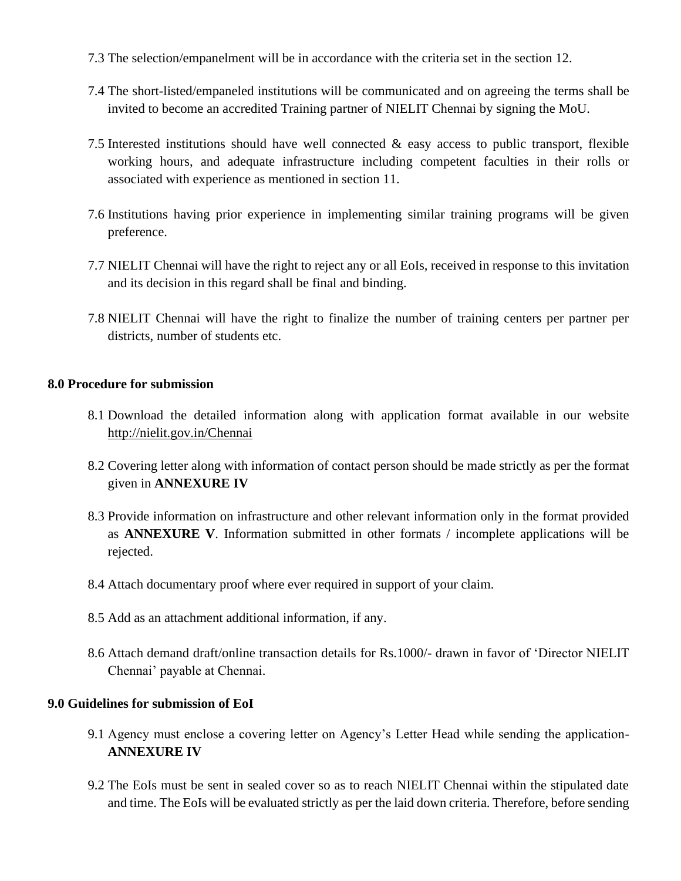7.3 The selection/empanelment will be in accordance with the criteria set in the section 12.

7.4 The short-listed/empaneled institutions will be communicated and on agreeing the terms shall be invited to become an accredited Training partner of NIELIT Chennai by signing the MoU.

7.5 Interested institutions should have well connected & easy access to public transport, flexible working hours, and adequate infrastructure including competent faculties in their rolls or associated with experience as mentioned in section 11.

7.6 Institutions having prior experience in implementing similar training programs will be given preference.

7.7 NIELIT Chennai will have the right to reject any or all EoIs, received in response to this invitation and its decision in this regard shall be final and binding.

7.8 NIELIT Chennai will have the right to finalize the number of training centers per partner per districts, number of students etc.

**8.0 Procedure for submission**

8.1 Download the detailed information along with application format available in our website http://nielit.gov.in/Chennai

8.2 Covering letter along with information of contact person should be made strictly as per the format given in **ANNEXURE IV**

8.3 Provide information on infrastructure and other relevant information only in the format provided as **ANNEXURE V**. Information submitted in other formats / incomplete applications will be rejected.

8.4 Attach documentary proof where ever required in support of your claim.

8.5 Add as an attachment additional information, if any.

8.6 Attach demand draft/online transaction details for Rs.1000/- drawn in favor of 'Director NIELIT Chennai' payable at Chennai.

**9.0 Guidelines for submission of EoI**

9.1 Agency must enclose a covering letter on Agency's Letter Head while sending the application- **ANNEXURE IV**

9.2 The EoIs must be sent in sealed cover so as to reach NIELIT Chennai within the stipulated date and time. The EoIs will be evaluated strictly as per the laid down criteria. Therefore, before sending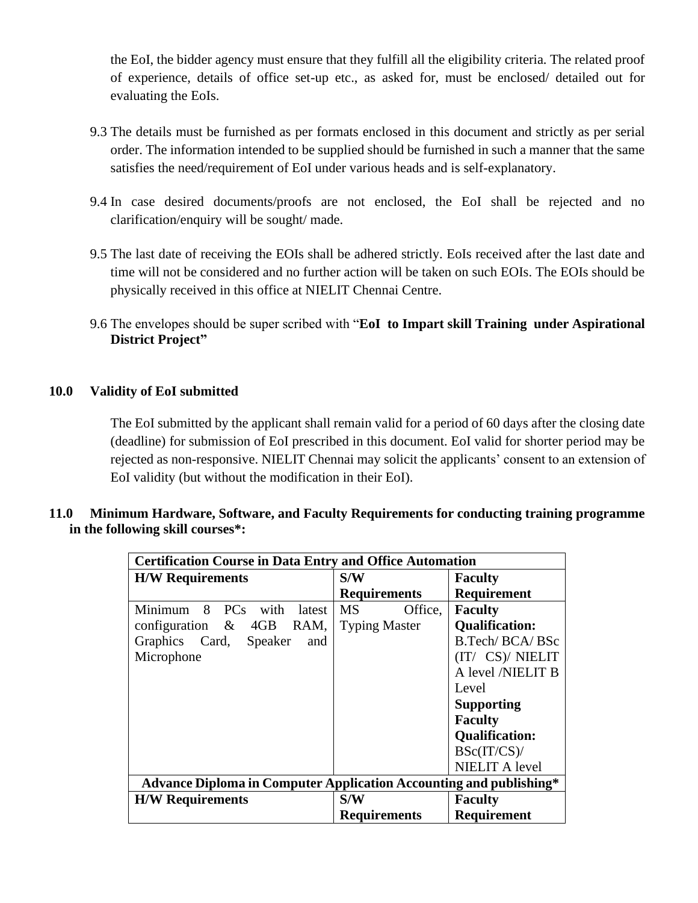the EoI, the bidder agency must ensure that they fulfill all the eligibility criteria. The related proof of experience, details of office set-up etc., as asked for, must be enclosed/ detailed out for evaluating the EoIs.

9.3 The details must be furnished as per formats enclosed in this document and strictly as per serial order. The information intended to be supplied should be furnished in such a manner that the same satisfies the need/requirement of EoI under various heads and is self-explanatory.

9.4 In case desired documents/proofs are not enclosed, the EoI shall be rejected and no clarification/enquiry will be sought/ made.

9.5 The last date of receiving the EOIs shall be adhered strictly. EoIs received after the last date and time will not be considered and no further action will be taken on such EOIs. The EOIs should be physically received in this office at NIELIT Chennai Centre.

9.6 The envelopes should be super scribed with "**EoI to Impart skill Training under Aspirational District Project**"

## 10.0 Validity of EoI submitted

The EoI submitted by the applicant shall remain valid for a period of 60 days after the closing date (deadline) for submission of EoI prescribed in this document. EoI valid for shorter period may be rejected as non-responsive. NIELIT Chennai may solicit the applicants' consent to an extension of EoI validity (but without the modification in their EoI).

## 11.0 Minimum Hardware, Software, and Faculty Requirements for conducting training programme in the following skill courses*:

| **Certification Course in Data Entry and Office Automation** | | |
|---|---|---|
| **H/W Requirements** | **S/W Requirements** | **Faculty Requirement** |
| Minimum 8 PCs with latest configuration & 4GB RAM, Graphics Card, Speaker and Microphone | MS Office, Typing Master | **Faculty Qualification:** B.Tech/ BCA/ BSc (IT/ CS)/ NIELIT A level /NIELIT B Level **Supporting Faculty Qualification:** BSc(IT/CS)/ NIELIT A level |
| **Advance Diploma in Computer Application Accounting and publishing*** | | |
| **H/W Requirements** | **S/W Requirements** | **Faculty Requirement** |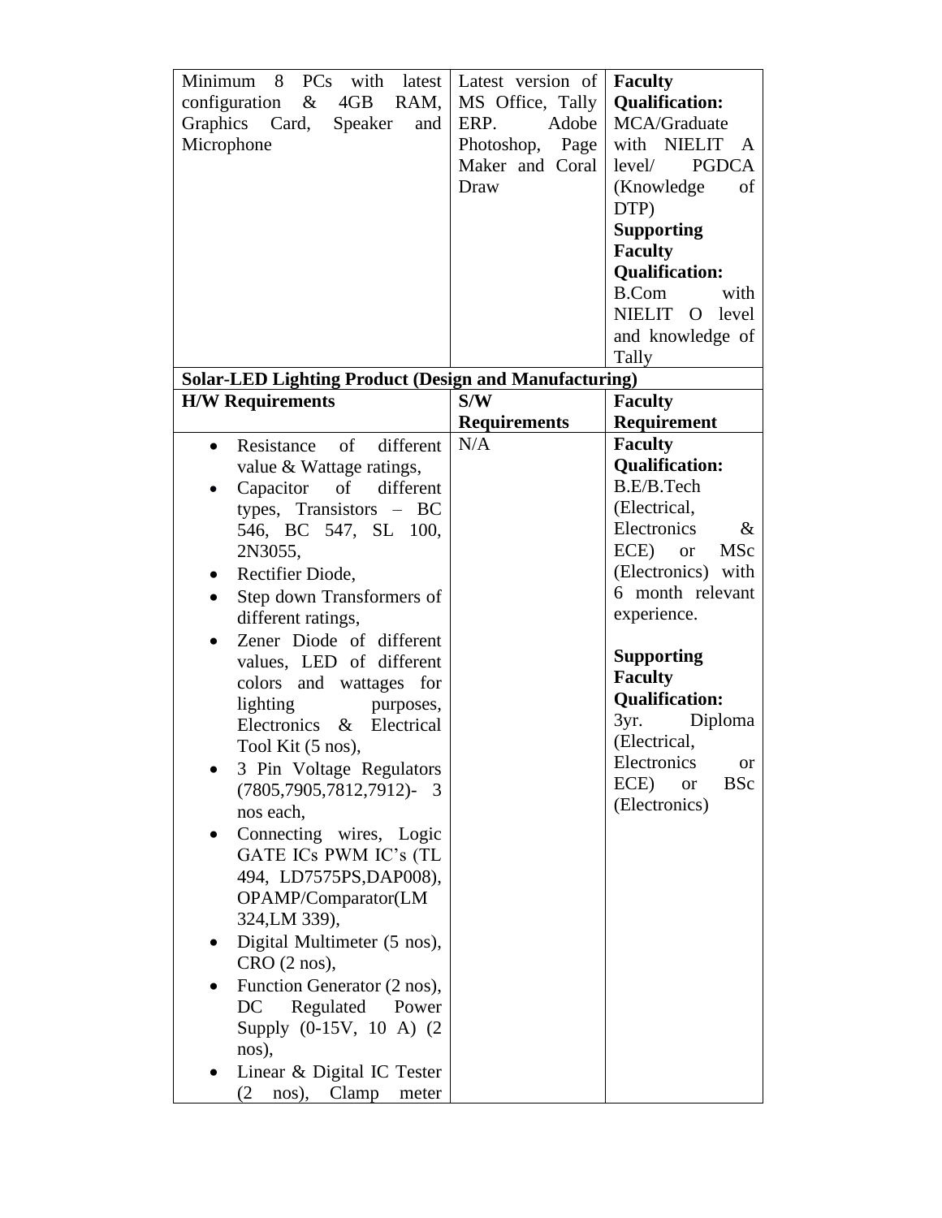| | | |
|---|---|---|
| Minimum 8 PCs with latest configuration & 4GB RAM, Graphics Card, Speaker and Microphone | Latest version of MS Office, Tally ERP. Adobe Photoshop, Page Maker and Coral Draw | **Faculty Qualification:** MCA/Graduate with NIELIT A level/ PGDCA (Knowledge of DTP) **Supporting Faculty Qualification:** B.Com with NIELIT O level and knowledge of Tally |
| **Solar-LED Lighting Product (Design and Manufacturing)** | | |
| **H/W Requirements** | **S/W Requirements** | **Faculty Requirement** |
| • Resistance of different value & Wattage ratings, <br> • Capacitor of different types, Transistors – BC 546, BC 547, SL 100, 2N3055, <br> • Rectifier Diode, <br> • Step down Transformers of different ratings, <br> • Zener Diode of different values, LED of different colors and wattages for lighting purposes, Electronics & Electrical Tool Kit (5 nos), <br> • 3 Pin Voltage Regulators (7805,7905,7812,7912)- 3 nos each, <br> • Connecting wires, Logic GATE ICs PWM IC's (TL 494, LD7575PS,DAP008), OPAMP/Comparator(LM 324,LM 339), <br> • Digital Multimeter (5 nos), CRO (2 nos), <br> • Function Generator (2 nos), DC Regulated Power Supply (0-15V, 10 A) (2 nos), <br> • Linear & Digital IC Tester (2 nos), Clamp meter | N/A | **Faculty Qualification:** B.E/B.Tech (Electrical, Electronics & ECE) or MSc (Electronics) with 6 month relevant experience. <br><br> **Supporting Faculty Qualification:** 3yr. Diploma (Electrical, Electronics or ECE) or BSc (Electronics) |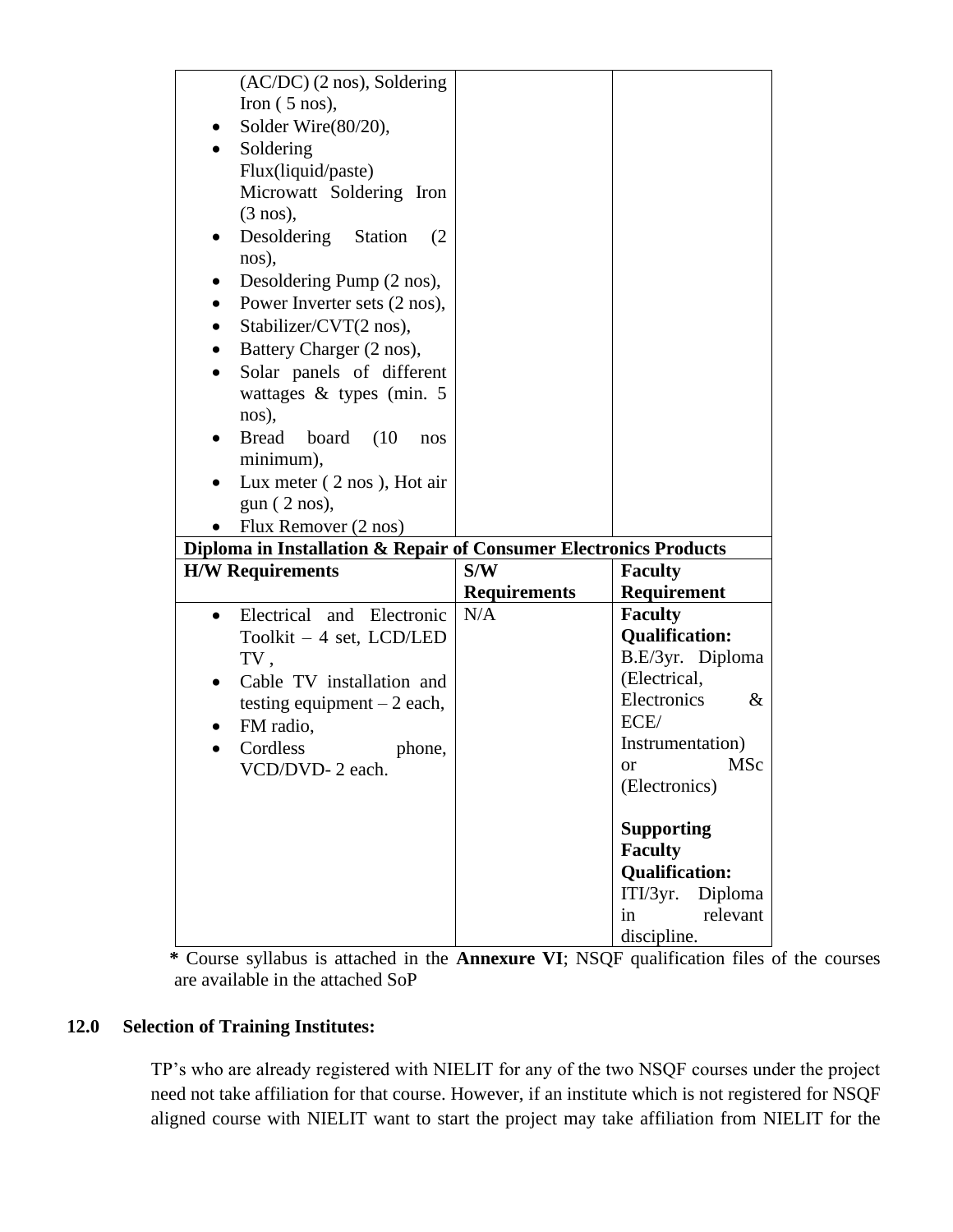| | | |
|---|---|---|
| (AC/DC) (2 nos), Soldering Iron ( 5 nos),<br>• Solder Wire(80/20),<br>• Soldering Flux(liquid/paste) Microwatt Soldering Iron (3 nos),<br>• Desoldering Station (2 nos),<br>• Desoldering Pump (2 nos),<br>• Power Inverter sets (2 nos),<br>• Stabilizer/CVT(2 nos),<br>• Battery Charger (2 nos),<br>• Solar panels of different wattages & types (min. 5 nos),<br>• Bread board (10 nos minimum),<br>• Lux meter ( 2 nos ), Hot air gun ( 2 nos),<br>• Flux Remover (2 nos) | | |
| **Diploma in Installation & Repair of Consumer Electronics Products** | | |
| **H/W Requirements** | **S/W Requirements** | **Faculty Requirement** |
| • Electrical and Electronic Toolkit – 4 set, LCD/LED TV ,<br>• Cable TV installation and testing equipment – 2 each,<br>• FM radio,<br>• Cordless phone, VCD/DVD- 2 each. | N/A | **Faculty Qualification:** B.E/3yr. Diploma (Electrical, Electronics & ECE/ Instrumentation) or MSc (Electronics)<br><br>**Supporting Faculty Qualification:** ITI/3yr. Diploma in relevant discipline. |

**\*** Course syllabus is attached in the **Annexure VI**; NSQF qualification files of the courses are available in the attached SoP

## 12.0 Selection of Training Institutes:

TP's who are already registered with NIELIT for any of the two NSQF courses under the project need not take affiliation for that course. However, if an institute which is not registered for NSQF aligned course with NIELIT want to start the project may take affiliation from NIELIT for the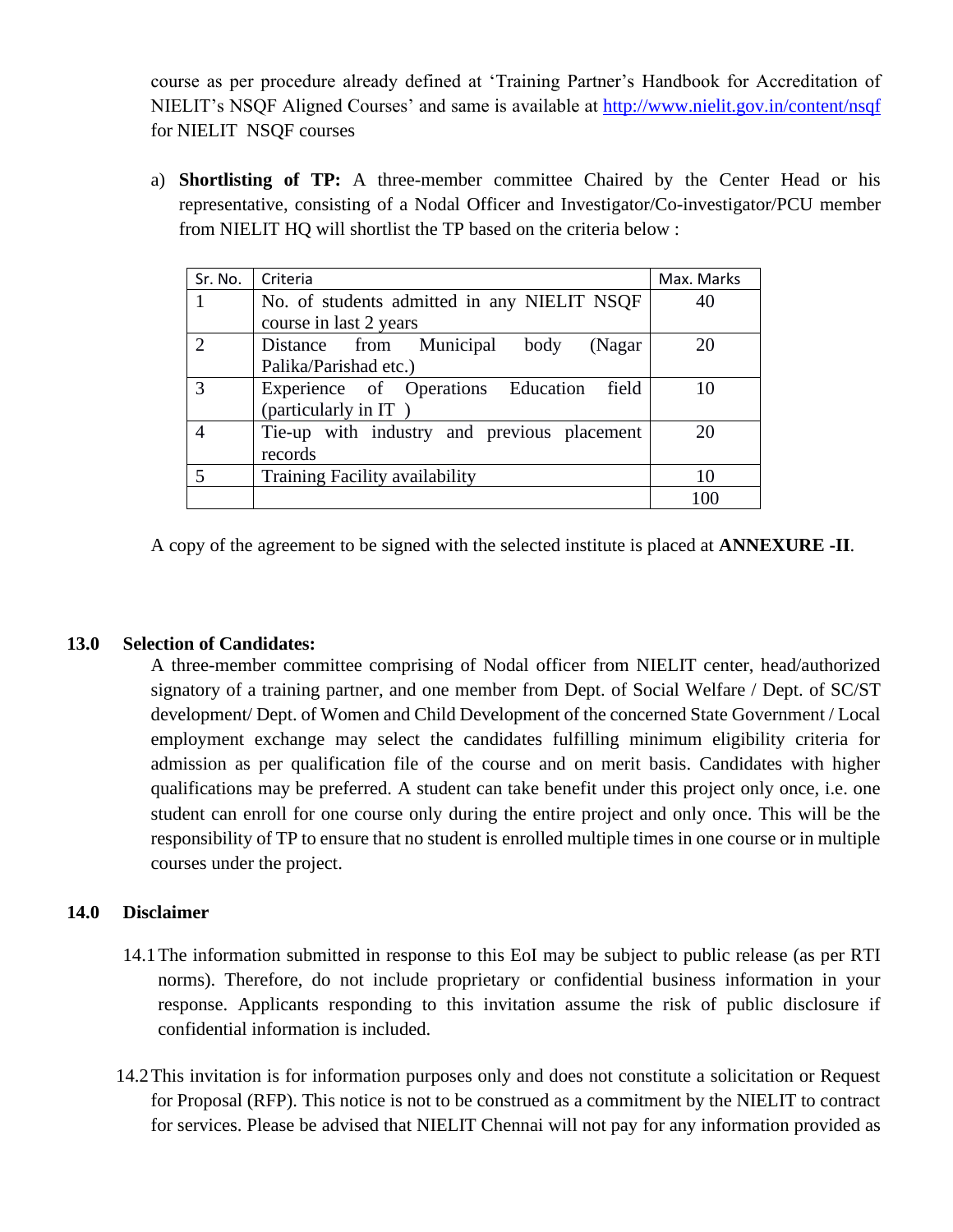course as per procedure already defined at 'Training Partner's Handbook for Accreditation of NIELIT's NSQF Aligned Courses' and same is available at http://www.nielit.gov.in/content/nsqf for NIELIT NSQF courses

a) **Shortlisting of TP:** A three-member committee Chaired by the Center Head or his representative, consisting of a Nodal Officer and Investigator/Co-investigator/PCU member from NIELIT HQ will shortlist the TP based on the criteria below :

| Sr. No. | Criteria | Max. Marks |
|---|---|---|
| 1 | No. of students admitted in any NIELIT NSQF course in last 2 years | 40 |
| 2 | Distance from Municipal body (Nagar Palika/Parishad etc.) | 20 |
| 3 | Experience of Operations Education field (particularly in IT ) | 10 |
| 4 | Tie-up with industry and previous placement records | 20 |
| 5 | Training Facility availability | 10 |
| | | 100 |

A copy of the agreement to be signed with the selected institute is placed at **ANNEXURE -II**.

## 13.0 Selection of Candidates:

A three-member committee comprising of Nodal officer from NIELIT center, head/authorized signatory of a training partner, and one member from Dept. of Social Welfare / Dept. of SC/ST development/ Dept. of Women and Child Development of the concerned State Government / Local employment exchange may select the candidates fulfilling minimum eligibility criteria for admission as per qualification file of the course and on merit basis. Candidates with higher qualifications may be preferred. A student can take benefit under this project only once, i.e. one student can enroll for one course only during the entire project and only once. This will be the responsibility of TP to ensure that no student is enrolled multiple times in one course or in multiple courses under the project.

## 14.0 Disclaimer

14.1 The information submitted in response to this EoI may be subject to public release (as per RTI norms). Therefore, do not include proprietary or confidential business information in your response. Applicants responding to this invitation assume the risk of public disclosure if confidential information is included.

14.2 This invitation is for information purposes only and does not constitute a solicitation or Request for Proposal (RFP). This notice is not to be construed as a commitment by the NIELIT to contract for services. Please be advised that NIELIT Chennai will not pay for any information provided as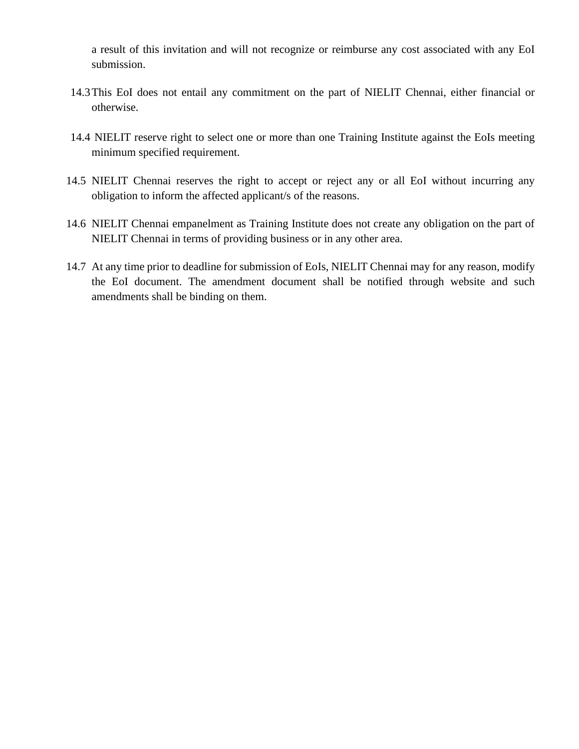a result of this invitation and will not recognize or reimburse any cost associated with any EoI submission.

14.3 This EoI does not entail any commitment on the part of NIELIT Chennai, either financial or otherwise.

14.4 NIELIT reserve right to select one or more than one Training Institute against the EoIs meeting minimum specified requirement.

14.5 NIELIT Chennai reserves the right to accept or reject any or all EoI without incurring any obligation to inform the affected applicant/s of the reasons.

14.6 NIELIT Chennai empanelment as Training Institute does not create any obligation on the part of NIELIT Chennai in terms of providing business or in any other area.

14.7 At any time prior to deadline for submission of EoIs, NIELIT Chennai may for any reason, modify the EoI document. The amendment document shall be notified through website and such amendments shall be binding on them.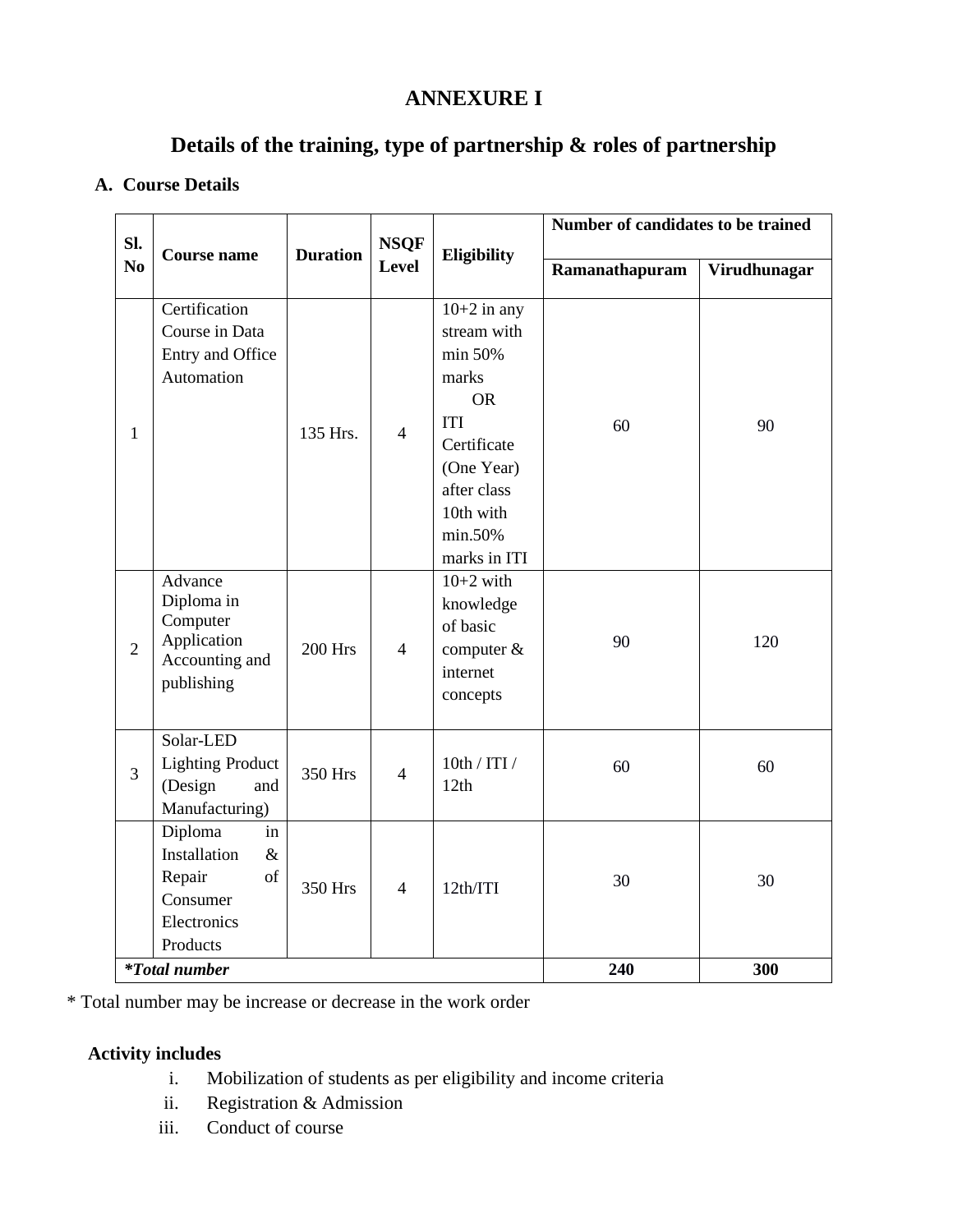# ANNEXURE I

## Details of the training, type of partnership & roles of partnership

### A. Course Details

| Sl. No | Course name | Duration | NSQF Level | Eligibility | Number of candidates to be trained | |
|---|---|---|---|---|---|---|
| | | | | | Ramanathapuram | Virudhunagar |
| 1 | Certification Course in Data Entry and Office Automation | 135 Hrs. | 4 | 10+2 in any stream with min 50% marks OR ITI Certificate (One Year) after class 10th with min.50% marks in ITI | 60 | 90 |
| 2 | Advance Diploma in Computer Application Accounting and publishing | 200 Hrs | 4 | 10+2 with knowledge of basic computer & internet concepts | 90 | 120 |
| 3 | Solar-LED Lighting Product (Design and Manufacturing) | 350 Hrs | 4 | 10th / ITI / 12th | 60 | 60 |
| | Diploma in Installation & Repair of Consumer Electronics Products | 350 Hrs | 4 | 12th/ITI | 30 | 30 |
| ***Total number*** | | | | | **240** | **300** |

\* Total number may be increase or decrease in the work order

**Activity includes**

i. Mobilization of students as per eligibility and income criteria
ii. Registration & Admission
iii. Conduct of course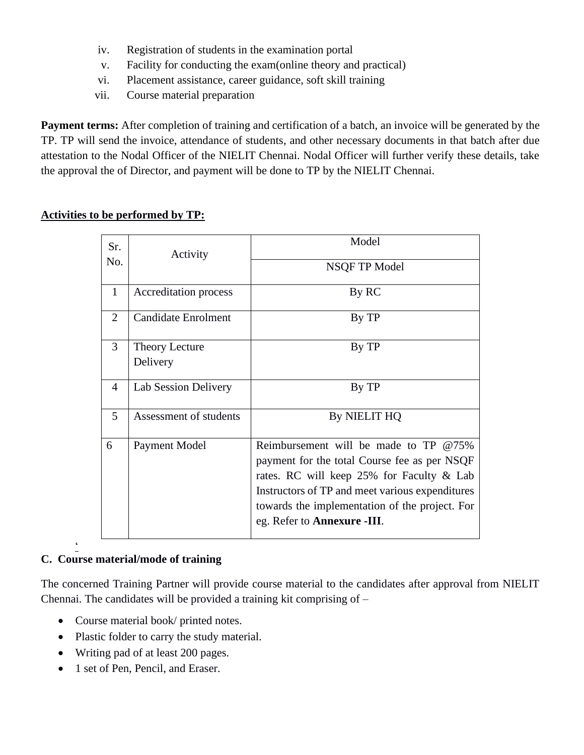iv. Registration of students in the examination portal
v. Facility for conducting the exam(online theory and practical)
vi. Placement assistance, career guidance, soft skill training
vii. Course material preparation

**Payment terms:** After completion of training and certification of a batch, an invoice will be generated by the TP. TP will send the invoice, attendance of students, and other necessary documents in that batch after due attestation to the Nodal Officer of the NIELIT Chennai. Nodal Officer will further verify these details, take the approval the of Director, and payment will be done to TP by the NIELIT Chennai.

**Activities to be performed by TP:**

| Sr. No. | Activity | Model |
|---|---|---|
| | | NSQF TP Model |
| 1 | Accreditation process | By RC |
| 2 | Candidate Enrolment | By TP |
| 3 | Theory Lecture Delivery | By TP |
| 4 | Lab Session Delivery | By TP |
| 5 | Assessment of students | By NIELIT HQ |
| 6 | Payment Model | Reimbursement will be made to TP @75% payment for the total Course fee as per NSQF rates. RC will keep 25% for Faculty & Lab Instructors of TP and meet various expenditures towards the implementation of the project. For eg. Refer to **Annexure -III**. |

**C. Course material/mode of training**

The concerned Training Partner will provide course material to the candidates after approval from NIELIT Chennai. The candidates will be provided a training kit comprising of –

- Course material book/ printed notes.
- Plastic folder to carry the study material.
- Writing pad of at least 200 pages.
- 1 set of Pen, Pencil, and Eraser.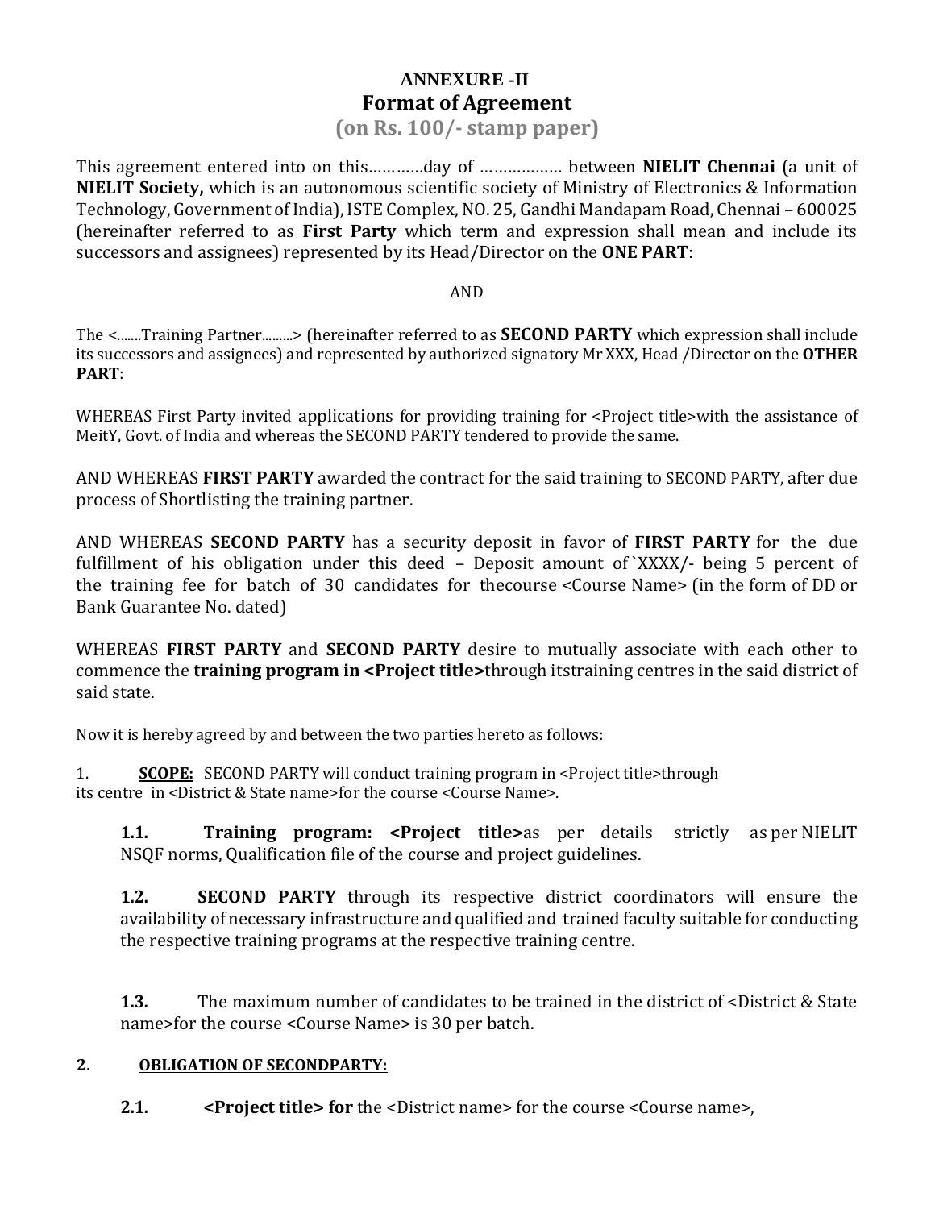**ANNEXURE -II**

## Format of Agreement

**(on Rs. 100/- stamp paper)**

This agreement entered into on this…………day of ……………… between **NIELIT Chennai** (a unit of **NIELIT Society,** which is an autonomous scientific society of Ministry of Electronics & Information Technology, Government of India), ISTE Complex, NO. 25, Gandhi Mandapam Road, Chennai – 600025 (hereinafter referred to as **First Party** which term and expression shall mean and include its successors and assignees) represented by its Head/Director on the **ONE PART**:

AND

The <.......Training Partner.........> (hereinafter referred to as **SECOND PARTY** which expression shall include its successors and assignees) and represented by authorized signatory Mr XXX, Head /Director on the **OTHER PART**:

WHEREAS First Party invited applications for providing training for <Project title>with the assistance of MeitY, Govt. of India and whereas the SECOND PARTY tendered to provide the same.

AND WHEREAS **FIRST PARTY** awarded the contract for the said training to SECOND PARTY, after due process of Shortlisting the training partner.

AND WHEREAS **SECOND PARTY** has a security deposit in favor of **FIRST PARTY** for the due fulfillment of his obligation under this deed – Deposit amount of `XXXX/- being 5 percent of the training fee for batch of 30 candidates for thecourse <Course Name> (in the form of DD or Bank Guarantee No. dated)

WHEREAS **FIRST PARTY** and **SECOND PARTY** desire to mutually associate with each other to commence the **training program in <Project title>**through itstraining centres in the said district of said state.

Now it is hereby agreed by and between the two parties hereto as follows:

1. **SCOPE:** SECOND PARTY will conduct training program in <Project title>through its centre in <District & State name>for the course <Course Name>.

**1.1.** **Training program: <Project title>**as per details strictly as per NIELIT NSQF norms, Qualification file of the course and project guidelines.

**1.2.** **SECOND PARTY** through its respective district coordinators will ensure the availability of necessary infrastructure and qualified and trained faculty suitable for conducting the respective training programs at the respective training centre.

**1.3.** The maximum number of candidates to be trained in the district of <District & State name>for the course <Course Name> is 30 per batch.

**2. OBLIGATION OF SECONDPARTY:**

**2.1.** **<Project title> for** the <District name> for the course <Course name>,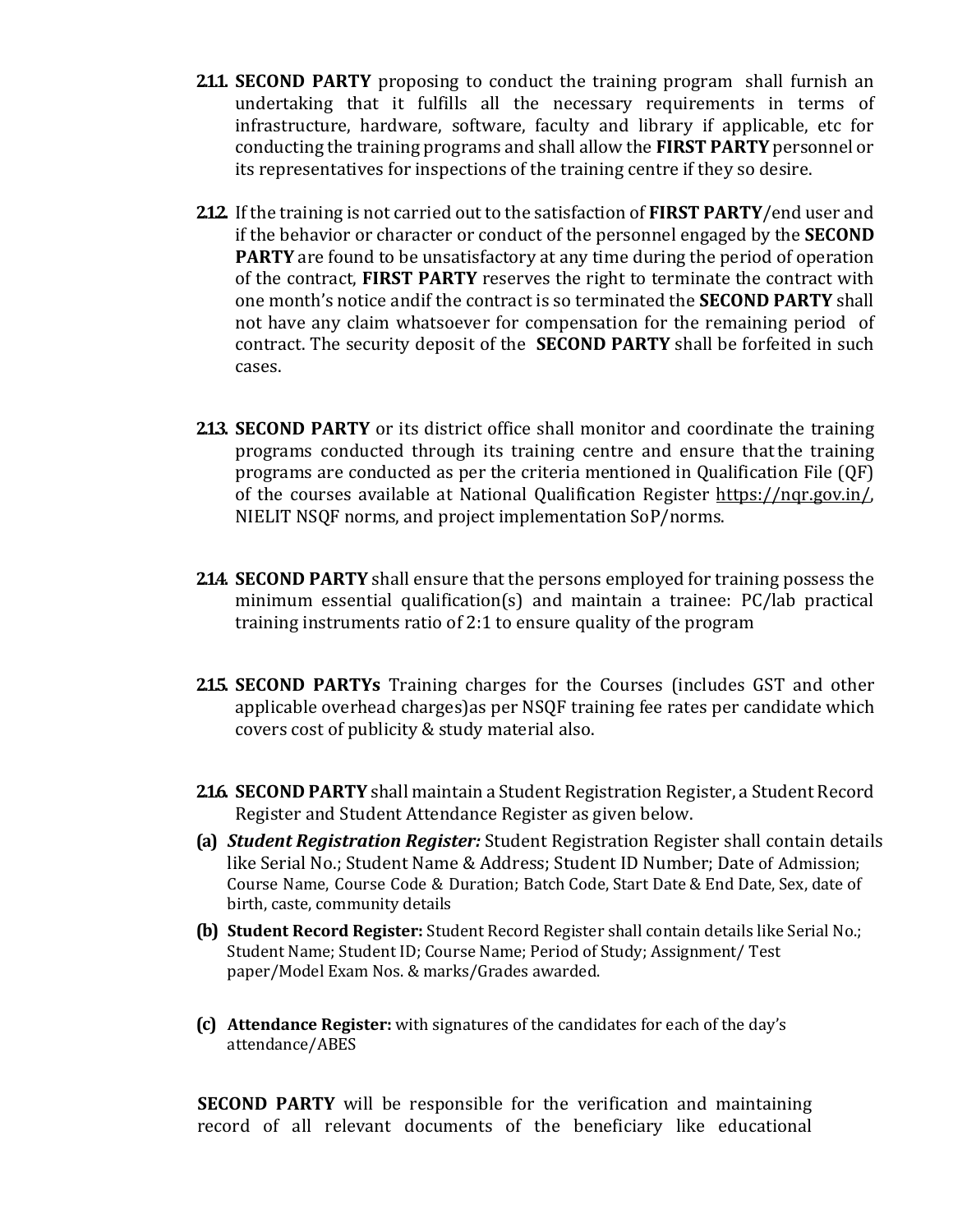**2.1.1.** **SECOND PARTY** proposing to conduct the training program shall furnish an undertaking that it fulfills all the necessary requirements in terms of infrastructure, hardware, software, faculty and library if applicable, etc for conducting the training programs and shall allow the **FIRST PARTY** personnel or its representatives for inspections of the training centre if they so desire.

**2.1.2.** If the training is not carried out to the satisfaction of **FIRST PARTY**/end user and if the behavior or character or conduct of the personnel engaged by the **SECOND PARTY** are found to be unsatisfactory at any time during the period of operation of the contract, **FIRST PARTY** reserves the right to terminate the contract with one month's notice andif the contract is so terminated the **SECOND PARTY** shall not have any claim whatsoever for compensation for the remaining period of contract. The security deposit of the **SECOND PARTY** shall be forfeited in such cases.

**2.1.3.** **SECOND PARTY** or its district office shall monitor and coordinate the training programs conducted through its training centre and ensure that the training programs are conducted as per the criteria mentioned in Qualification File (QF) of the courses available at National Qualification Register https://nqr.gov.in/, NIELIT NSQF norms, and project implementation SoP/norms.

**2.1.4.** **SECOND PARTY** shall ensure that the persons employed for training possess the minimum essential qualification(s) and maintain a trainee: PC/lab practical training instruments ratio of 2:1 to ensure quality of the program

**2.1.5.** **SECOND PARTYs** Training charges for the Courses (includes GST and other applicable overhead charges)as per NSQF training fee rates per candidate which covers cost of publicity & study material also.

**2.1.6.** **SECOND PARTY** shall maintain a Student Registration Register, a Student Record Register and Student Attendance Register as given below.

**(a)** ***Student Registration Register:*** Student Registration Register shall contain details like Serial No.; Student Name & Address; Student ID Number; Date of Admission; Course Name, Course Code & Duration; Batch Code, Start Date & End Date, Sex, date of birth, caste, community details

**(b)** **Student Record Register:** Student Record Register shall contain details like Serial No.; Student Name; Student ID; Course Name; Period of Study; Assignment/ Test paper/Model Exam Nos. & marks/Grades awarded.

**(c)** **Attendance Register:** with signatures of the candidates for each of the day's attendance/ABES

**SECOND PARTY** will be responsible for the verification and maintaining record of all relevant documents of the beneficiary like educational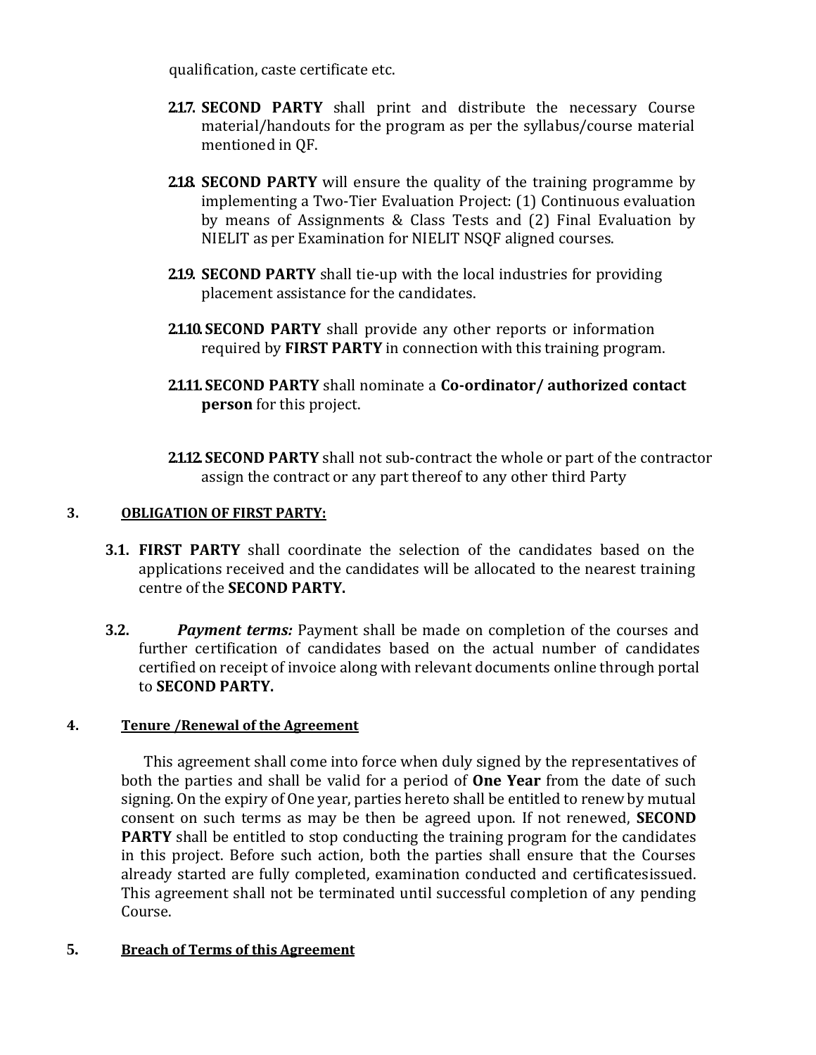qualification, caste certificate etc.

**2.1.7.** **SECOND PARTY** shall print and distribute the necessary Course material/handouts for the program as per the syllabus/course material mentioned in QF.

**2.1.8.** **SECOND PARTY** will ensure the quality of the training programme by implementing a Two-Tier Evaluation Project: (1) Continuous evaluation by means of Assignments & Class Tests and (2) Final Evaluation by NIELIT as per Examination for NIELIT NSQF aligned courses.

**2.1.9.** **SECOND PARTY** shall tie-up with the local industries for providing placement assistance for the candidates.

**2.1.10.** **SECOND PARTY** shall provide any other reports or information required by **FIRST PARTY** in connection with this training program.

**2.1.11.** **SECOND PARTY** shall nominate a **Co-ordinator/ authorized contact person** for this project.

**2.1.12.** **SECOND PARTY** shall not sub-contract the whole or part of the contractor assign the contract or any part thereof to any other third Party

## 3. OBLIGATION OF FIRST PARTY:

**3.1.** **FIRST PARTY** shall coordinate the selection of the candidates based on the applications received and the candidates will be allocated to the nearest training centre of the **SECOND PARTY.**

**3.2.** ***Payment terms:*** Payment shall be made on completion of the courses and further certification of candidates based on the actual number of candidates certified on receipt of invoice along with relevant documents online through portal to **SECOND PARTY.**

## 4. Tenure /Renewal of the Agreement

This agreement shall come into force when duly signed by the representatives of both the parties and shall be valid for a period of **One Year** from the date of such signing. On the expiry of One year, parties hereto shall be entitled to renew by mutual consent on such terms as may be then be agreed upon. If not renewed, **SECOND PARTY** shall be entitled to stop conducting the training program for the candidates in this project. Before such action, both the parties shall ensure that the Courses already started are fully completed, examination conducted and certificatesissued. This agreement shall not be terminated until successful completion of any pending Course.

## 5. Breach of Terms of this Agreement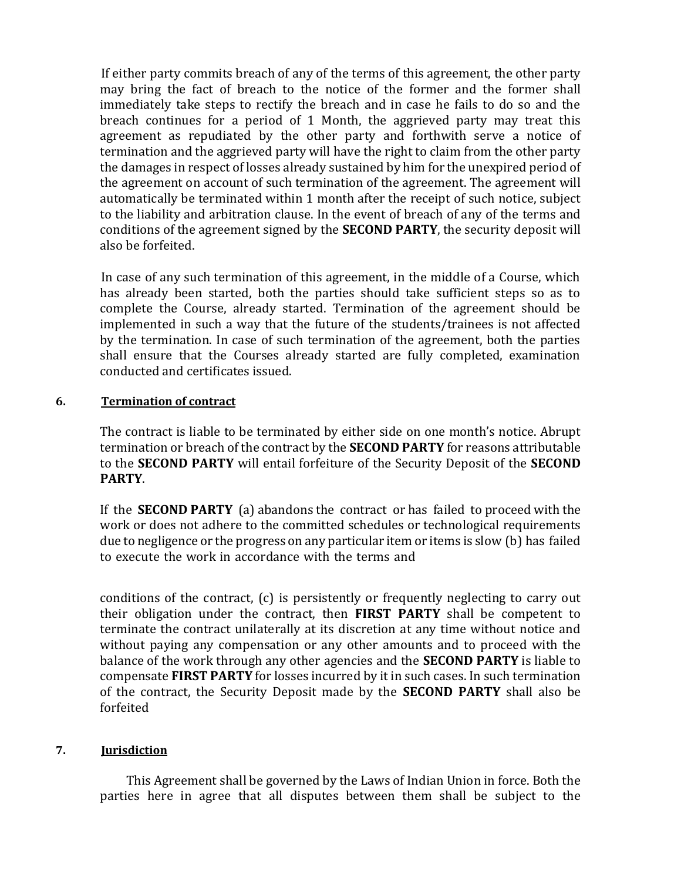If either party commits breach of any of the terms of this agreement, the other party may bring the fact of breach to the notice of the former and the former shall immediately take steps to rectify the breach and in case he fails to do so and the breach continues for a period of 1 Month, the aggrieved party may treat this agreement as repudiated by the other party and forthwith serve a notice of termination and the aggrieved party will have the right to claim from the other party the damages in respect of losses already sustained by him for the unexpired period of the agreement on account of such termination of the agreement. The agreement will automatically be terminated within 1 month after the receipt of such notice, subject to the liability and arbitration clause. In the event of breach of any of the terms and conditions of the agreement signed by the **SECOND PARTY**, the security deposit will also be forfeited.

In case of any such termination of this agreement, in the middle of a Course, which has already been started, both the parties should take sufficient steps so as to complete the Course, already started. Termination of the agreement should be implemented in such a way that the future of the students/trainees is not affected by the termination. In case of such termination of the agreement, both the parties shall ensure that the Courses already started are fully completed, examination conducted and certificates issued.

**6. <u>Termination of contract</u>**

The contract is liable to be terminated by either side on one month's notice. Abrupt termination or breach of the contract by the **SECOND PARTY** for reasons attributable to the **SECOND PARTY** will entail forfeiture of the Security Deposit of the **SECOND PARTY**.

If the **SECOND PARTY** (a) abandons the contract or has failed to proceed with the work or does not adhere to the committed schedules or technological requirements due to negligence or the progress on any particular item or items is slow (b) has failed to execute the work in accordance with the terms and conditions of the contract, (c) is persistently or frequently neglecting to carry out their obligation under the contract, then **FIRST PARTY** shall be competent to terminate the contract unilaterally at its discretion at any time without notice and without paying any compensation or any other amounts and to proceed with the balance of the work through any other agencies and the **SECOND PARTY** is liable to compensate **FIRST PARTY** for losses incurred by it in such cases. In such termination of the contract, the Security Deposit made by the **SECOND PARTY** shall also be forfeited

**7. <u>Jurisdiction</u>**

This Agreement shall be governed by the Laws of Indian Union in force. Both the parties here in agree that all disputes between them shall be subject to the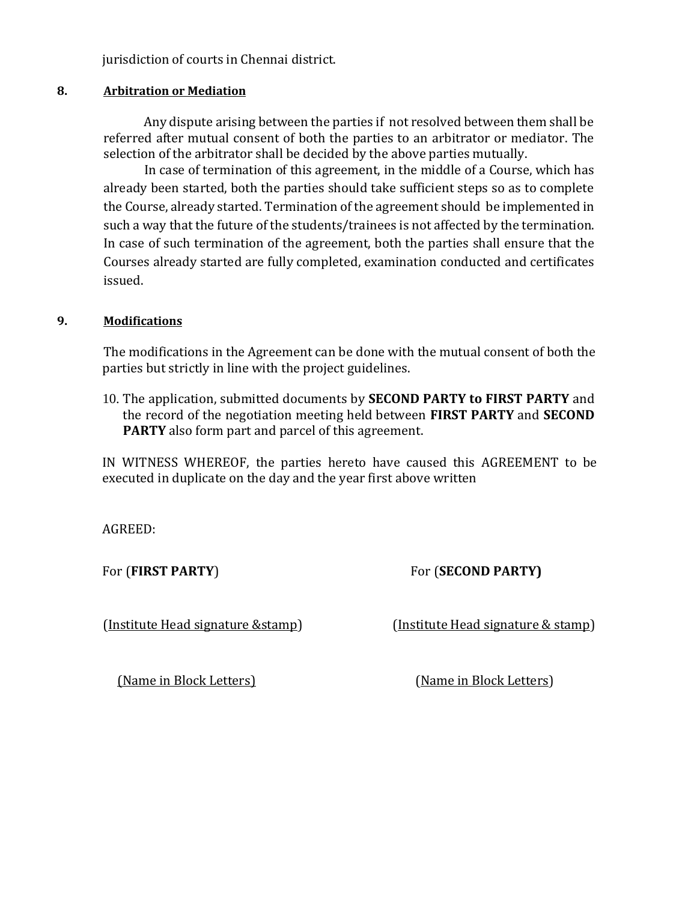jurisdiction of courts in Chennai district.

**8. Arbitration or Mediation**

Any dispute arising between the parties if not resolved between them shall be referred after mutual consent of both the parties to an arbitrator or mediator. The selection of the arbitrator shall be decided by the above parties mutually.

In case of termination of this agreement, in the middle of a Course, which has already been started, both the parties should take sufficient steps so as to complete the Course, already started. Termination of the agreement should be implemented in such a way that the future of the students/trainees is not affected by the termination. In case of such termination of the agreement, both the parties shall ensure that the Courses already started are fully completed, examination conducted and certificates issued.

**9. Modifications**

The modifications in the Agreement can be done with the mutual consent of both the parties but strictly in line with the project guidelines.

10. The application, submitted documents by **SECOND PARTY to FIRST PARTY** and the record of the negotiation meeting held between **FIRST PARTY** and **SECOND PARTY** also form part and parcel of this agreement.

IN WITNESS WHEREOF, the parties hereto have caused this AGREEMENT to be executed in duplicate on the day and the year first above written

AGREED:

For (**FIRST PARTY**)

(Institute Head signature &stamp)

(Name in Block Letters)

For (**SECOND PARTY)**

(Institute Head signature & stamp)

(Name in Block Letters)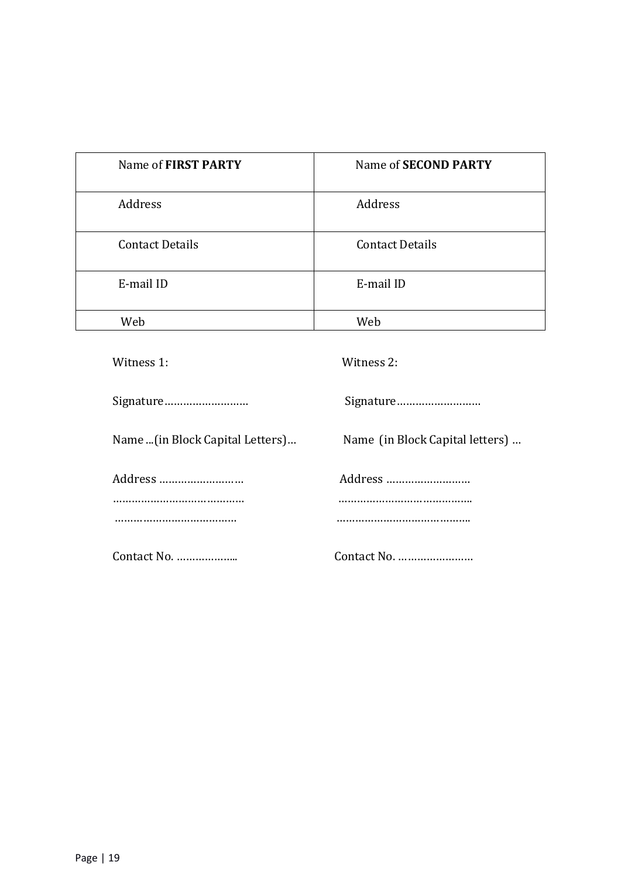| Name of **FIRST PARTY** | Name of **SECOND PARTY** |
|---|---|
| Address | Address |
| Contact Details | Contact Details |
| E-mail ID | E-mail ID |
| Web | Web |

Witness 1:

Signature………………………

Name ...(in Block Capital Letters)…

Address ………………………
……………………………………
…………………………………

Contact No. ………………..

Witness 2:

Signature………………………

Name (in Block Capital letters) …

Address ………………………
……………………………………..
……………………………………..

Contact No. ……………………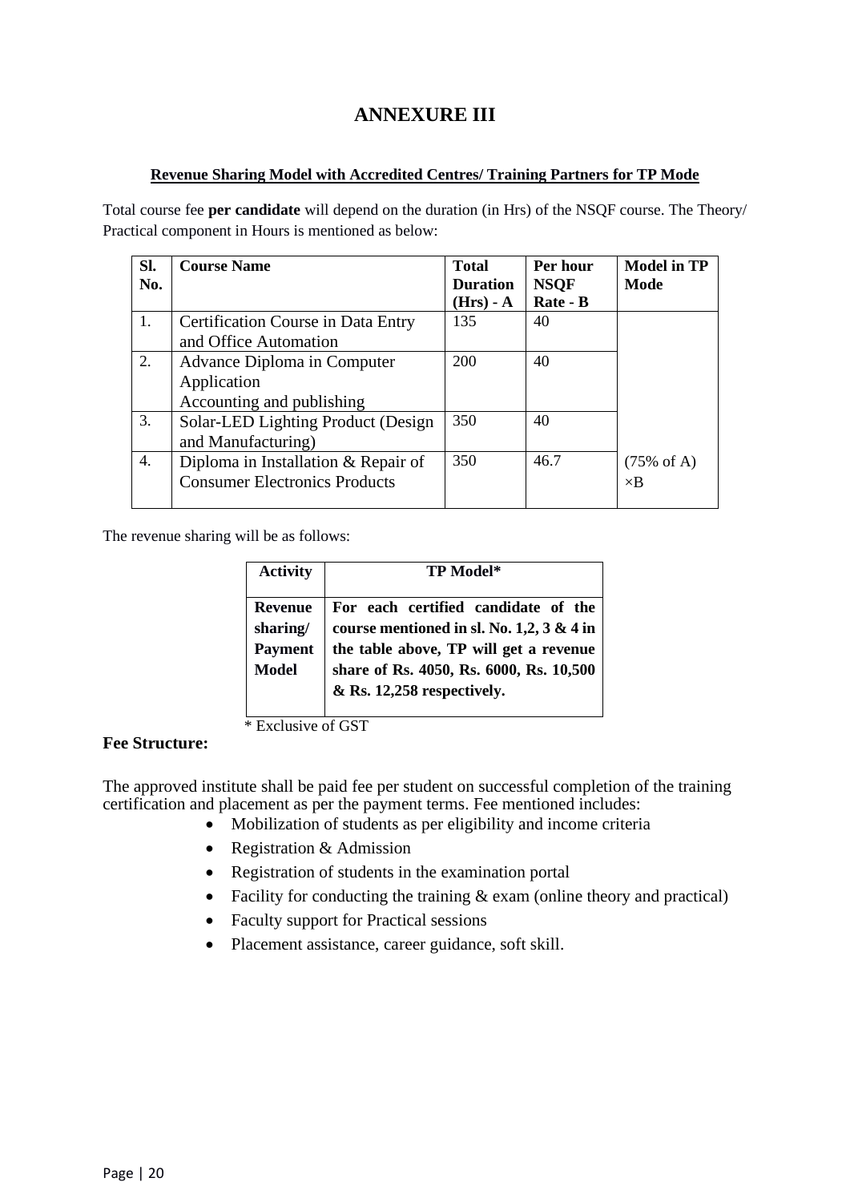# ANNEXURE III

**Revenue Sharing Model with Accredited Centres/ Training Partners for TP Mode**

Total course fee **per candidate** will depend on the duration (in Hrs) of the NSQF course. The Theory/ Practical component in Hours is mentioned as below:

| Sl. No. | Course Name | Total Duration (Hrs) - A | Per hour NSQF Rate - B | Model in TP Mode |
|---|---|---|---|---|
| 1. | Certification Course in Data Entry and Office Automation | 135 | 40 | |
| 2. | Advance Diploma in Computer Application Accounting and publishing | 200 | 40 | |
| 3. | Solar-LED Lighting Product (Design and Manufacturing) | 350 | 40 | |
| 4. | Diploma in Installation & Repair of Consumer Electronics Products | 350 | 46.7 | (75% of A) ×B |

The revenue sharing will be as follows:

| Activity | TP Model* |
|---|---|
| **Revenue sharing/ Payment Model** | **For each certified candidate of the course mentioned in sl. No. 1,2, 3 & 4 in the table above, TP will get a revenue share of Rs. 4050, Rs. 6000, Rs. 10,500 & Rs. 12,258 respectively.** |

\* Exclusive of GST

**Fee Structure:**

The approved institute shall be paid fee per student on successful completion of the training certification and placement as per the payment terms. Fee mentioned includes:

- Mobilization of students as per eligibility and income criteria
- Registration & Admission
- Registration of students in the examination portal
- Facility for conducting the training & exam (online theory and practical)
- Faculty support for Practical sessions
- Placement assistance, career guidance, soft skill.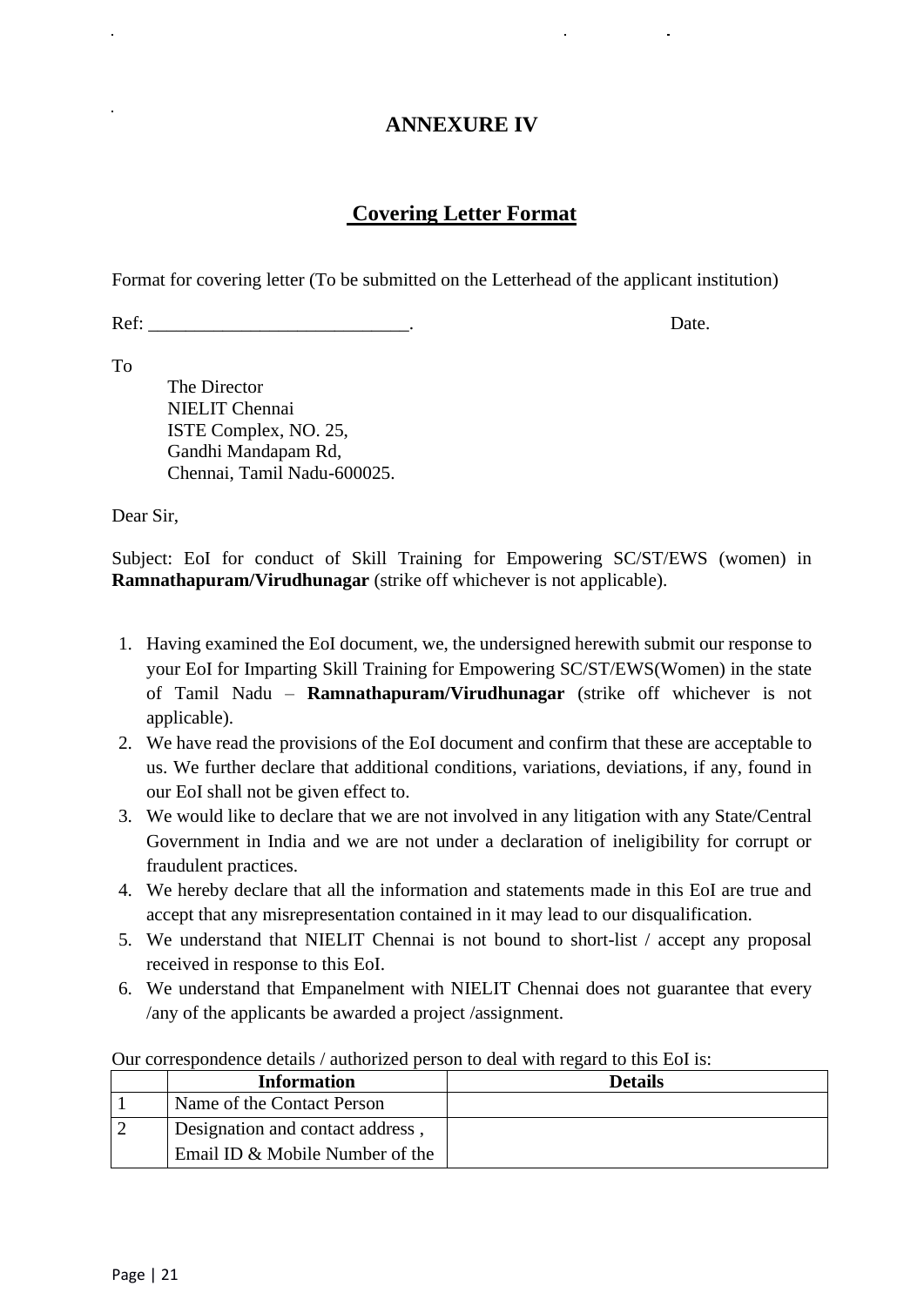# ANNEXURE IV

## Covering Letter Format

Format for covering letter (To be submitted on the Letterhead of the applicant institution)

Ref: ____________________________. Date.

To

The Director
NIELIT Chennai
ISTE Complex, NO. 25,
Gandhi Mandapam Rd,
Chennai, Tamil Nadu-600025.

Dear Sir,

Subject: EoI for conduct of Skill Training for Empowering SC/ST/EWS (women) in **Ramnathapuram/Virudhunagar** (strike off whichever is not applicable).

1. Having examined the EoI document, we, the undersigned herewith submit our response to your EoI for Imparting Skill Training for Empowering SC/ST/EWS(Women) in the state of Tamil Nadu – **Ramnathapuram/Virudhunagar** (strike off whichever is not applicable).
2. We have read the provisions of the EoI document and confirm that these are acceptable to us. We further declare that additional conditions, variations, deviations, if any, found in our EoI shall not be given effect to.
3. We would like to declare that we are not involved in any litigation with any State/Central Government in India and we are not under a declaration of ineligibility for corrupt or fraudulent practices.
4. We hereby declare that all the information and statements made in this EoI are true and accept that any misrepresentation contained in it may lead to our disqualification.
5. We understand that NIELIT Chennai is not bound to short-list / accept any proposal received in response to this EoI.
6. We understand that Empanelment with NIELIT Chennai does not guarantee that every /any of the applicants be awarded a project /assignment.

Our correspondence details / authorized person to deal with regard to this EoI is:

| | Information | Details |
|---|---|---|
| 1 | Name of the Contact Person | |
| 2 | Designation and contact address , Email ID & Mobile Number of the | |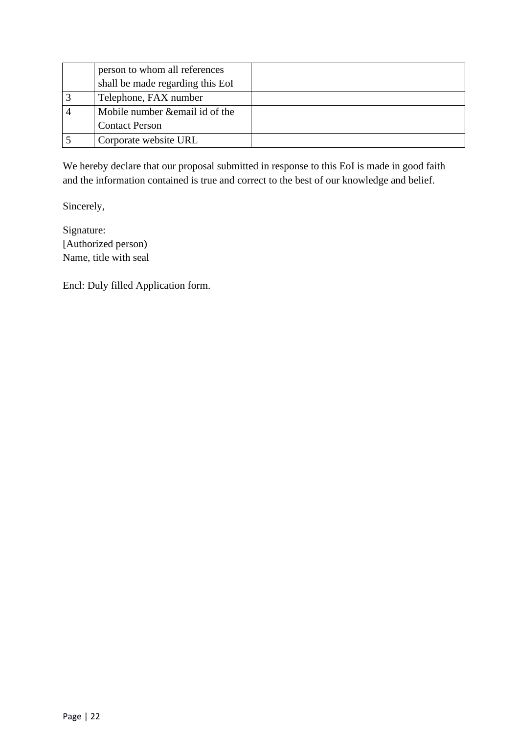|  |  |  |
|---|---|---|
|  | person to whom all references shall be made regarding this EoI |  |
| 3 | Telephone, FAX number |  |
| 4 | Mobile number &email id of the Contact Person |  |
| 5 | Corporate website URL |  |

We hereby declare that our proposal submitted in response to this EoI is made in good faith and the information contained is true and correct to the best of our knowledge and belief.

Sincerely,

Signature:
[Authorized person)
Name, title with seal

Encl: Duly filled Application form.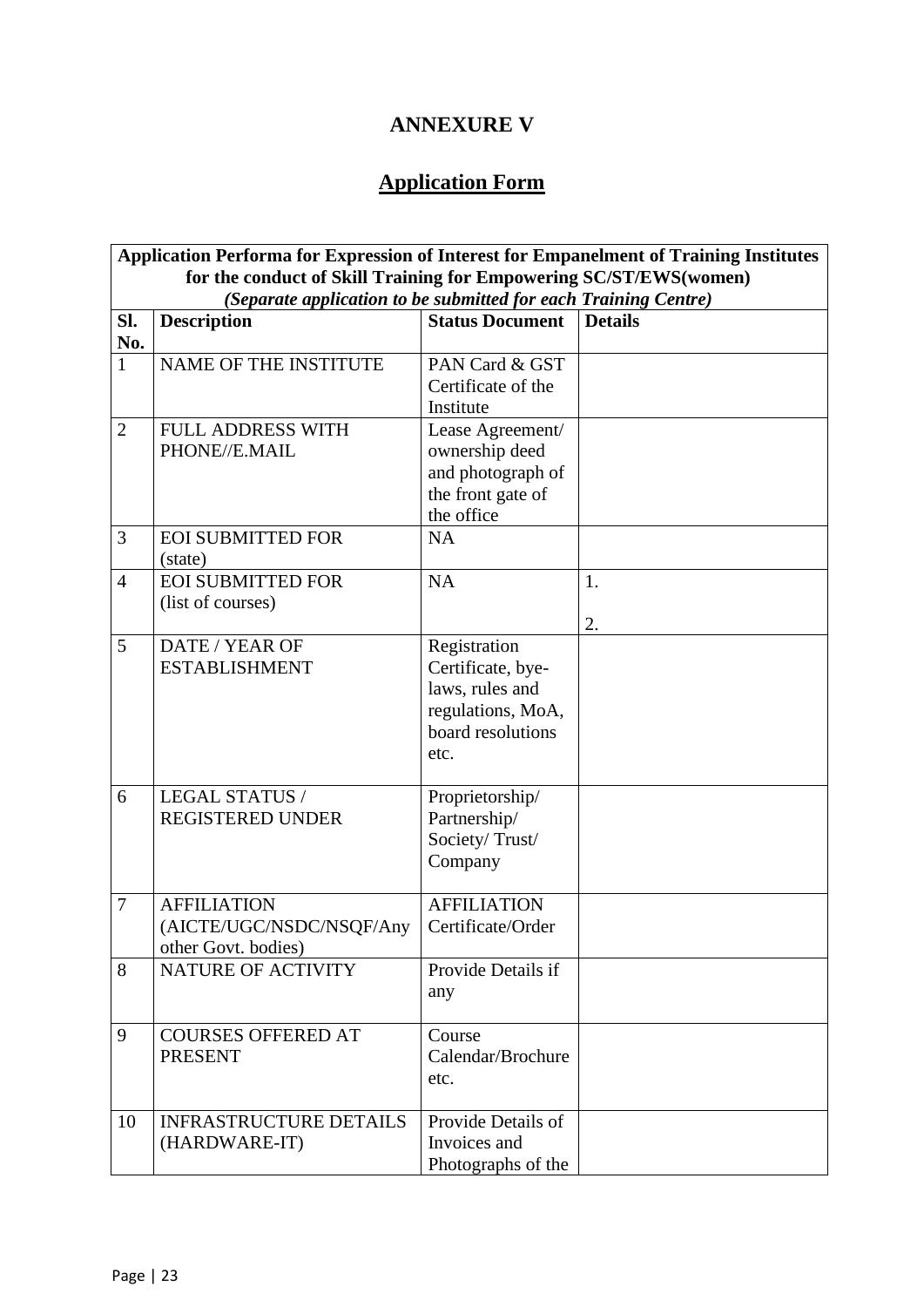# ANNEXURE V

## Application Form

| **Application Performa for Expression of Interest for Empanelment of Training Institutes for the conduct of Skill Training for Empowering SC/ST/EWS(women)** *(Separate application to be submitted for each Training Centre)* | | | |
|---|---|---|---|
| **Sl. No.** | **Description** | **Status Document** | **Details** |
| 1 | NAME OF THE INSTITUTE | PAN Card & GST Certificate of the Institute | |
| 2 | FULL ADDRESS WITH PHONE//E.MAIL | Lease Agreement/ ownership deed and photograph of the front gate of the office | |
| 3 | EOI SUBMITTED FOR (state) | NA | |
| 4 | EOI SUBMITTED FOR (list of courses) | NA | 1.<br>2. |
| 5 | DATE / YEAR OF ESTABLISHMENT | Registration Certificate, bye-laws, rules and regulations, MoA, board resolutions etc. | |
| 6 | LEGAL STATUS / REGISTERED UNDER | Proprietorship/ Partnership/ Society/ Trust/ Company | |
| 7 | AFFILIATION (AICTE/UGC/NSDC/NSQF/Any other Govt. bodies) | AFFILIATION Certificate/Order | |
| 8 | NATURE OF ACTIVITY | Provide Details if any | |
| 9 | COURSES OFFERED AT PRESENT | Course Calendar/Brochure etc. | |
| 10 | INFRASTRUCTURE DETAILS (HARDWARE-IT) | Provide Details of Invoices and Photographs of the | |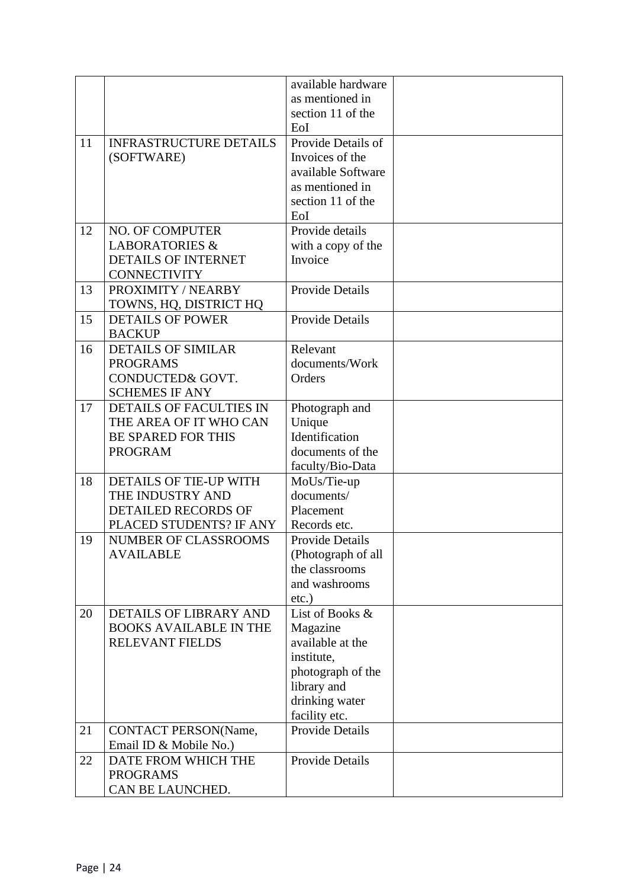| | | | |
|---|---|---|---|
| | | available hardware as mentioned in section 11 of the EoI | |
| 11 | INFRASTRUCTURE DETAILS (SOFTWARE) | Provide Details of Invoices of the available Software as mentioned in section 11 of the EoI | |
| 12 | NO. OF COMPUTER LABORATORIES & DETAILS OF INTERNET CONNECTIVITY | Provide details with a copy of the Invoice | |
| 13 | PROXIMITY / NEARBY TOWNS, HQ, DISTRICT HQ | Provide Details | |
| 15 | DETAILS OF POWER BACKUP | Provide Details | |
| 16 | DETAILS OF SIMILAR PROGRAMS CONDUCTED& GOVT. SCHEMES IF ANY | Relevant documents/Work Orders | |
| 17 | DETAILS OF FACULTIES IN THE AREA OF IT WHO CAN BE SPARED FOR THIS PROGRAM | Photograph and Unique Identification documents of the faculty/Bio-Data | |
| 18 | DETAILS OF TIE-UP WITH THE INDUSTRY AND DETAILED RECORDS OF PLACED STUDENTS? IF ANY | MoUs/Tie-up documents/ Placement Records etc. | |
| 19 | NUMBER OF CLASSROOMS AVAILABLE | Provide Details (Photograph of all the classrooms and washrooms etc.) | |
| 20 | DETAILS OF LIBRARY AND BOOKS AVAILABLE IN THE RELEVANT FIELDS | List of Books & Magazine available at the institute, photograph of the library and drinking water facility etc. | |
| 21 | CONTACT PERSON(Name, Email ID & Mobile No.) | Provide Details | |
| 22 | DATE FROM WHICH THE PROGRAMS CAN BE LAUNCHED. | Provide Details | |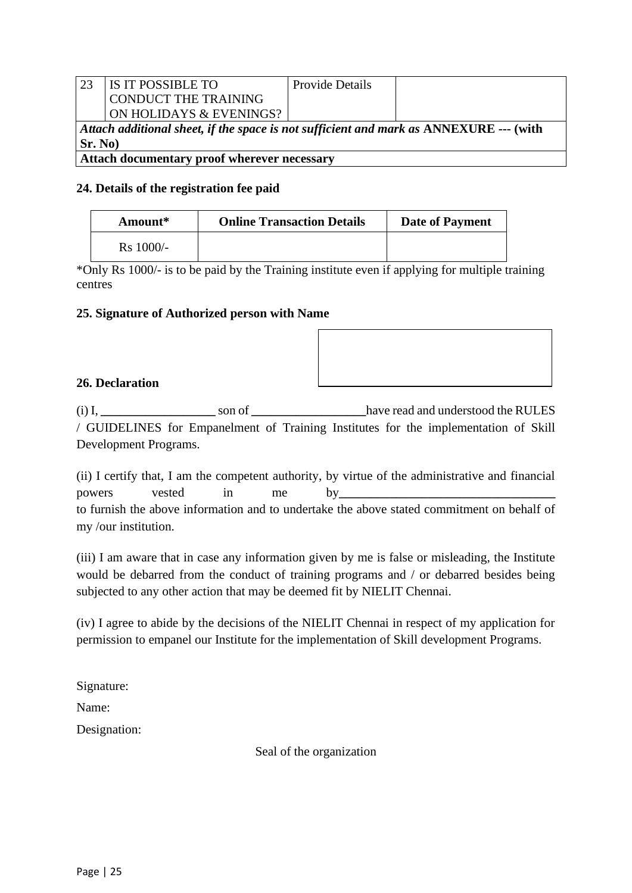| 23 | IS IT POSSIBLE TO CONDUCT THE TRAINING ON HOLIDAYS & EVENINGS? | Provide Details | |
|---|---|---|---|
| ***Attach additional sheet, if the space is not sufficient and mark as* ANNEXURE --- (with Sr. No)** | | | |
| **Attach documentary proof wherever necessary** | | | |

**24. Details of the registration fee paid**

| Amount* | Online Transaction Details | Date of Payment |
|---|---|---|
| Rs 1000/- | | |

*Only Rs 1000/- is to be paid by the Training institute even if applying for multiple training centres

**25. Signature of Authorized person with Name**

**26. Declaration**

(i) I, __________________ son of __________________have read and understood the RULES / GUIDELINES for Empanelment of Training Institutes for the implementation of Skill Development Programs.

(ii) I certify that, I am the competent authority, by virtue of the administrative and financial powers vested in me by__________________________________ to furnish the above information and to undertake the above stated commitment on behalf of my /our institution.

(iii) I am aware that in case any information given by me is false or misleading, the Institute would be debarred from the conduct of training programs and / or debarred besides being subjected to any other action that may be deemed fit by NIELIT Chennai.

(iv) I agree to abide by the decisions of the NIELIT Chennai in respect of my application for permission to empanel our Institute for the implementation of Skill development Programs.

Signature:

Name:

Designation:

Seal of the organization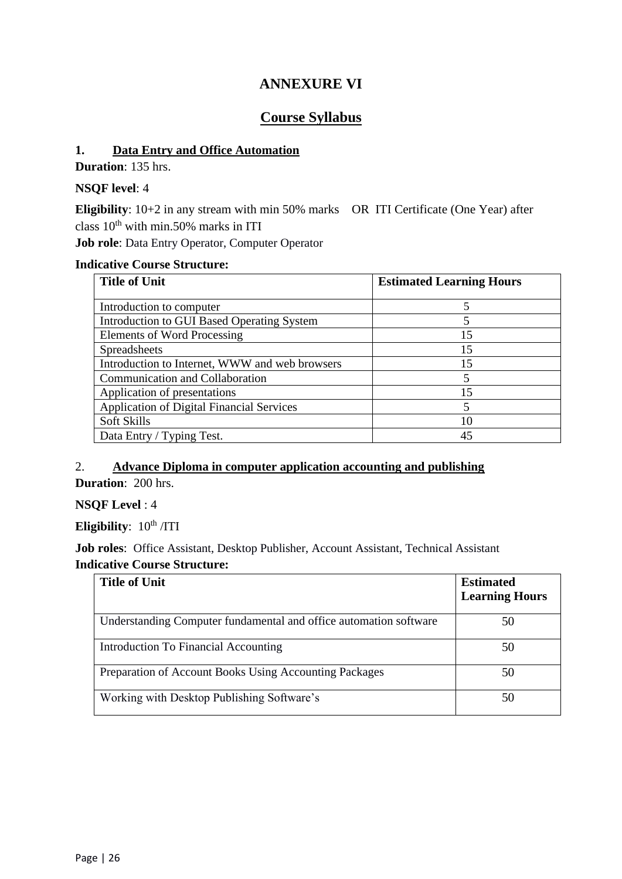# ANNEXURE VI

## Course Syllabus

### 1. Data Entry and Office Automation

**Duration**: 135 hrs.

**NSQF level**: 4

**Eligibility**: 10+2 in any stream with min 50% marks OR ITI Certificate (One Year) after class 10th with min.50% marks in ITI

**Job role**: Data Entry Operator, Computer Operator

**Indicative Course Structure:**

| Title of Unit | Estimated Learning Hours |
|---|---|
| Introduction to computer | 5 |
| Introduction to GUI Based Operating System | 5 |
| Elements of Word Processing | 15 |
| Spreadsheets | 15 |
| Introduction to Internet, WWW and web browsers | 15 |
| Communication and Collaboration | 5 |
| Application of presentations | 15 |
| Application of Digital Financial Services | 5 |
| Soft Skills | 10 |
| Data Entry / Typing Test. | 45 |

### 2. Advance Diploma in computer application accounting and publishing

**Duration**: 200 hrs.

**NSQF Level** : 4

**Eligibility**: 10th /ITI

**Job roles**: Office Assistant, Desktop Publisher, Account Assistant, Technical Assistant

**Indicative Course Structure:**

| Title of Unit | Estimated Learning Hours |
|---|---|
| Understanding Computer fundamental and office automation software | 50 |
| Introduction To Financial Accounting | 50 |
| Preparation of Account Books Using Accounting Packages | 50 |
| Working with Desktop Publishing Software's | 50 |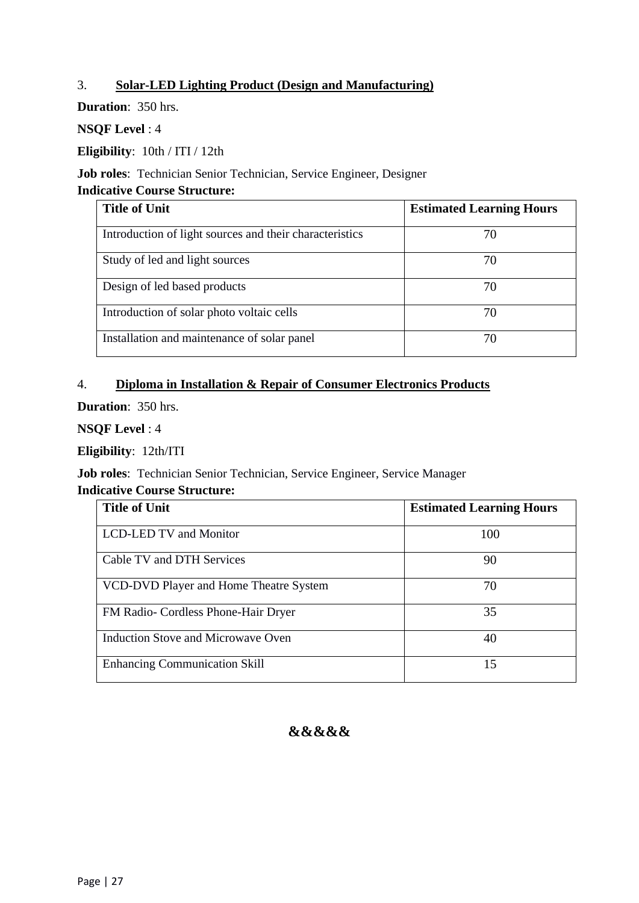3. **Solar-LED Lighting Product (Design and Manufacturing)**

**Duration**: 350 hrs.

**NSQF Level** : 4

**Eligibility**: 10th / ITI / 12th

**Job roles**: Technician Senior Technician, Service Engineer, Designer

**Indicative Course Structure:**

| Title of Unit | Estimated Learning Hours |
|---|---|
| Introduction of light sources and their characteristics | 70 |
| Study of led and light sources | 70 |
| Design of led based products | 70 |
| Introduction of solar photo voltaic cells | 70 |
| Installation and maintenance of solar panel | 70 |

4. **Diploma in Installation & Repair of Consumer Electronics Products**

**Duration**: 350 hrs.

**NSQF Level** : 4

**Eligibility**: 12th/ITI

**Job roles**: Technician Senior Technician, Service Engineer, Service Manager

**Indicative Course Structure:**

| Title of Unit | Estimated Learning Hours |
|---|---|
| LCD-LED TV and Monitor | 100 |
| Cable TV and DTH Services | 90 |
| VCD-DVD Player and Home Theatre System | 70 |
| FM Radio- Cordless Phone-Hair Dryer | 35 |
| Induction Stove and Microwave Oven | 40 |
| Enhancing Communication Skill | 15 |

**&&&&&**